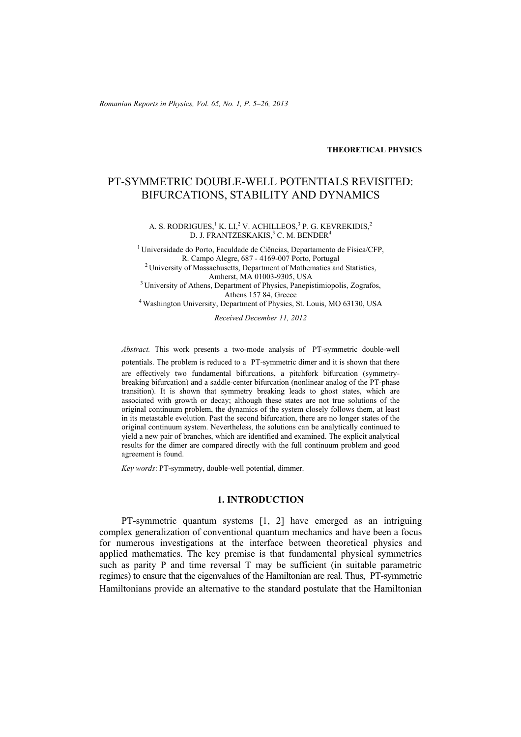**THEORETICAL PHYSICS**

# PT-SYMMETRIC DOUBLE-WELL POTENTIALS REVISITED: BIFURCATIONS, STABILITY AND DYNAMICS

A. S. RODRIGUES,[1] K. LI,[2] V. ACHILLEOS,[3] P. G. KEVREKIDIS,[2] D. J. FRANTZESKAKIS,[3] C. M. BENDER[4]

[1] Universidade do Porto, Faculdade de Ciências, Departamento de Física/CFP, R. Campo Alegre, 687 - 4169-007 Porto, Portugal
[2] University of Massachusetts, Department of Mathematics and Statistics, Amherst, MA 01003-9305, USA
[3] University of Athens, Department of Physics, Panepistimiopolis, Zografos, Athens 157 84, Greece
[4] Washington University, Department of Physics, St. Louis, MO 63130, USA

*Received December 11, 2012*

*Abstract.* This work presents a two-mode analysis of PT-symmetric double-well potentials. The problem is reduced to a PT-symmetric dimer and it is shown that there are effectively two fundamental bifurcations, a pitchfork bifurcation (symmetry-breaking bifurcation) and a saddle-center bifurcation (nonlinear analog of the PT-phase transition). It is shown that symmetry breaking leads to ghost states, which are associated with growth or decay; although these states are not true solutions of the original continuum problem, the dynamics of the system closely follows them, at least in its metastable evolution. Past the second bifurcation, there are no longer states of the original continuum system. Nevertheless, the solutions can be analytically continued to yield a new pair of branches, which are identified and examined. The explicit analytical results for the dimer are compared directly with the full continuum problem and good agreement is found.

*Key words*: PT-symmetry, double-well potential, dimmer.

## 1. INTRODUCTION

PT-symmetric quantum systems [1, 2] have emerged as an intriguing complex generalization of conventional quantum mechanics and have been a focus for numerous investigations at the interface between theoretical physics and applied mathematics. The key premise is that fundamental physical symmetries such as parity P and time reversal T may be sufficient (in suitable parametric regimes) to ensure that the eigenvalues of the Hamiltonian are real. Thus, PT-symmetric Hamiltonians provide an alternative to the standard postulate that the Hamiltonian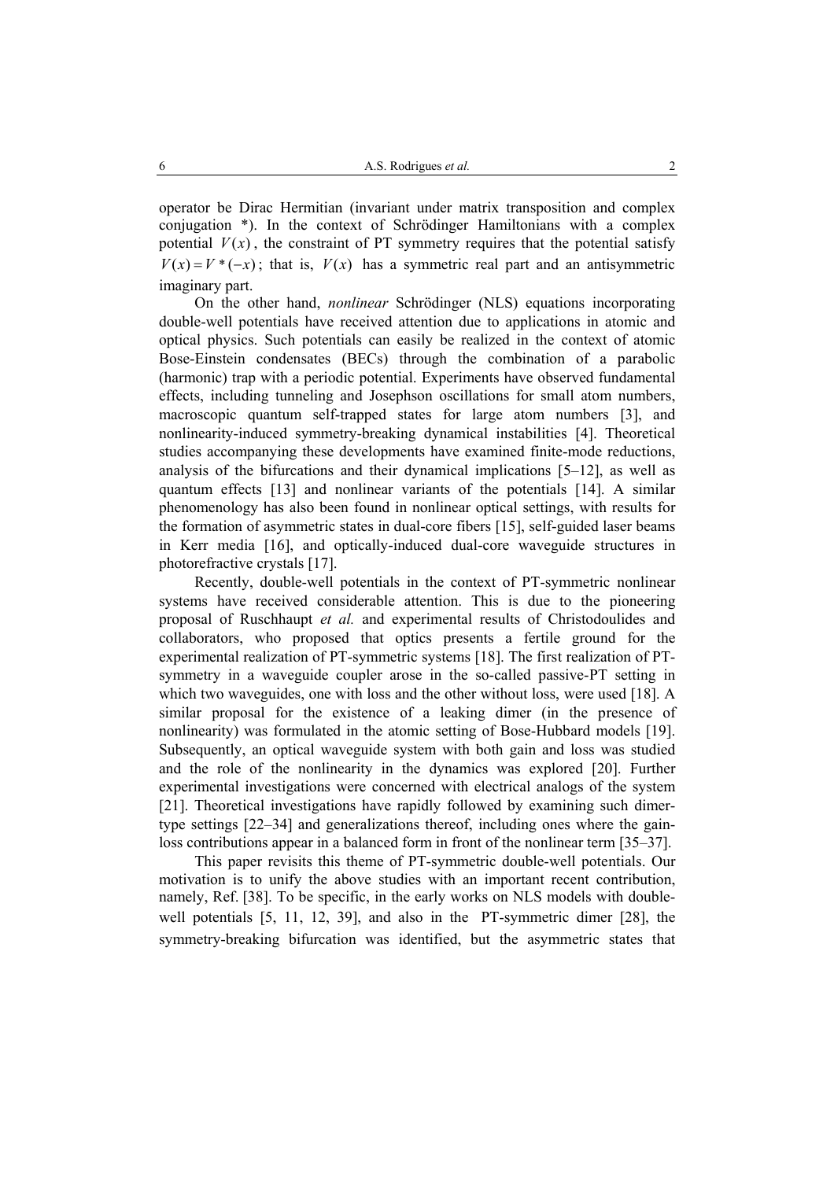operator be Dirac Hermitian (invariant under matrix transposition and complex conjugation *). In the context of Schrödinger Hamiltonians with a complex potential $V(x)$, the constraint of PT symmetry requires that the potential satisfy $V(x) = V^*(-x)$; that is, $V(x)$ has a symmetric real part and an antisymmetric imaginary part.

On the other hand, *nonlinear* Schrödinger (NLS) equations incorporating double-well potentials have received attention due to applications in atomic and optical physics. Such potentials can easily be realized in the context of atomic Bose-Einstein condensates (BECs) through the combination of a parabolic (harmonic) trap with a periodic potential. Experiments have observed fundamental effects, including tunneling and Josephson oscillations for small atom numbers, macroscopic quantum self-trapped states for large atom numbers [3], and nonlinearity-induced symmetry-breaking dynamical instabilities [4]. Theoretical studies accompanying these developments have examined finite-mode reductions, analysis of the bifurcations and their dynamical implications [5–12], as well as quantum effects [13] and nonlinear variants of the potentials [14]. A similar phenomenology has also been found in nonlinear optical settings, with results for the formation of asymmetric states in dual-core fibers [15], self-guided laser beams in Kerr media [16], and optically-induced dual-core waveguide structures in photorefractive crystals [17].

Recently, double-well potentials in the context of PT-symmetric nonlinear systems have received considerable attention. This is due to the pioneering proposal of Ruschhaupt *et al.* and experimental results of Christodoulides and collaborators, who proposed that optics presents a fertile ground for the experimental realization of PT-symmetric systems [18]. The first realization of PT-symmetry in a waveguide coupler arose in the so-called passive-PT setting in which two waveguides, one with loss and the other without loss, were used [18]. A similar proposal for the existence of a leaking dimer (in the presence of nonlinearity) was formulated in the atomic setting of Bose-Hubbard models [19]. Subsequently, an optical waveguide system with both gain and loss was studied and the role of the nonlinearity in the dynamics was explored [20]. Further experimental investigations were concerned with electrical analogs of the system [21]. Theoretical investigations have rapidly followed by examining such dimer-type settings [22–34] and generalizations thereof, including ones where the gain-loss contributions appear in a balanced form in front of the nonlinear term [35–37].

This paper revisits this theme of PT-symmetric double-well potentials. Our motivation is to unify the above studies with an important recent contribution, namely, Ref. [38]. To be specific, in the early works on NLS models with double-well potentials [5, 11, 12, 39], and also in the PT-symmetric dimer [28], the symmetry-breaking bifurcation was identified, but the asymmetric states that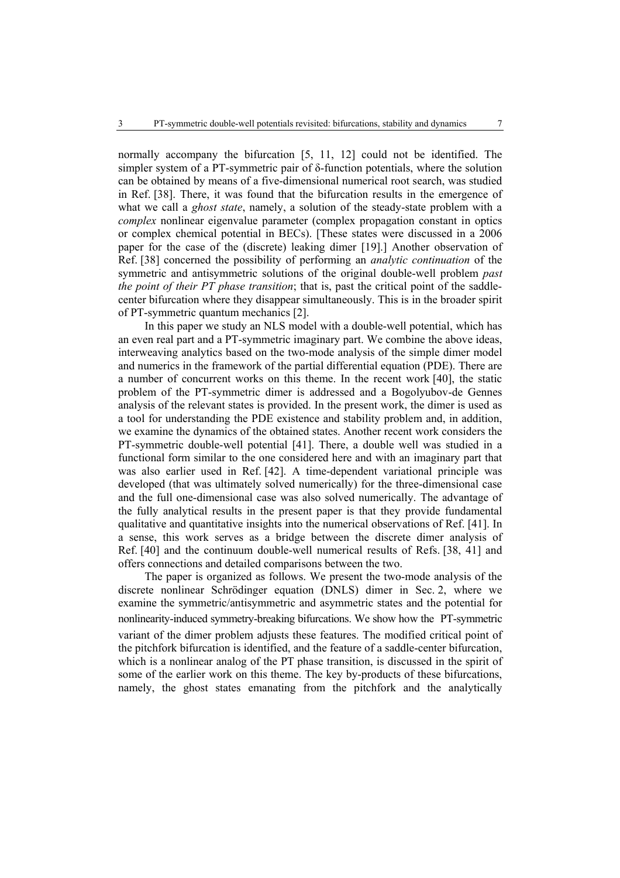normally accompany the bifurcation [5, 11, 12] could not be identified. The simpler system of a PT-symmetric pair of δ-function potentials, where the solution can be obtained by means of a five-dimensional numerical root search, was studied in Ref. [38]. There, it was found that the bifurcation results in the emergence of what we call a *ghost state*, namely, a solution of the steady-state problem with a *complex* nonlinear eigenvalue parameter (complex propagation constant in optics or complex chemical potential in BECs). [These states were discussed in a 2006 paper for the case of the (discrete) leaking dimer [19].] Another observation of Ref. [38] concerned the possibility of performing an *analytic continuation* of the symmetric and antisymmetric solutions of the original double-well problem *past the point of their PT phase transition*; that is, past the critical point of the saddle-center bifurcation where they disappear simultaneously. This is in the broader spirit of PT-symmetric quantum mechanics [2].

In this paper we study an NLS model with a double-well potential, which has an even real part and a PT-symmetric imaginary part. We combine the above ideas, interweaving analytics based on the two-mode analysis of the simple dimer model and numerics in the framework of the partial differential equation (PDE). There are a number of concurrent works on this theme. In the recent work [40], the static problem of the PT-symmetric dimer is addressed and a Bogolyubov-de Gennes analysis of the relevant states is provided. In the present work, the dimer is used as a tool for understanding the PDE existence and stability problem and, in addition, we examine the dynamics of the obtained states. Another recent work considers the PT-symmetric double-well potential [41]. There, a double well was studied in a functional form similar to the one considered here and with an imaginary part that was also earlier used in Ref. [42]. A time-dependent variational principle was developed (that was ultimately solved numerically) for the three-dimensional case and the full one-dimensional case was also solved numerically. The advantage of the fully analytical results in the present paper is that they provide fundamental qualitative and quantitative insights into the numerical observations of Ref. [41]. In a sense, this work serves as a bridge between the discrete dimer analysis of Ref. [40] and the continuum double-well numerical results of Refs. [38, 41] and offers connections and detailed comparisons between the two.

The paper is organized as follows. We present the two-mode analysis of the discrete nonlinear Schrödinger equation (DNLS) dimer in Sec. 2, where we examine the symmetric/antisymmetric and asymmetric states and the potential for nonlinearity-induced symmetry-breaking bifurcations. We show how the PT-symmetric variant of the dimer problem adjusts these features. The modified critical point of the pitchfork bifurcation is identified, and the feature of a saddle-center bifurcation, which is a nonlinear analog of the PT phase transition, is discussed in the spirit of some of the earlier work on this theme. The key by-products of these bifurcations, namely, the ghost states emanating from the pitchfork and the analytically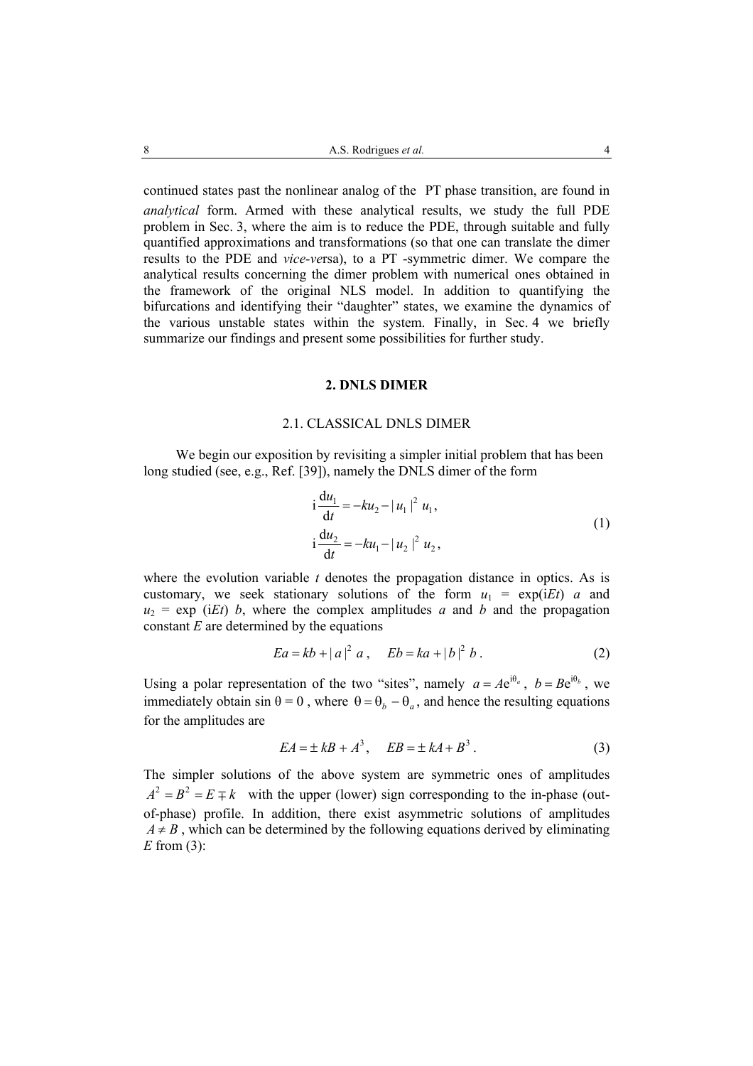continued states past the nonlinear analog of the PT phase transition, are found in *analytical* form. Armed with these analytical results, we study the full PDE problem in Sec. 3, where the aim is to reduce the PDE, through suitable and fully quantified approximations and transformations (so that one can translate the dimer results to the PDE and *vice-ve*rsa), to a PT -symmetric dimer. We compare the analytical results concerning the dimer problem with numerical ones obtained in the framework of the original NLS model. In addition to quantifying the bifurcations and identifying their "daughter" states, we examine the dynamics of the various unstable states within the system. Finally, in Sec. 4 we briefly summarize our findings and present some possibilities for further study.

## 2. DNLS DIMER

### 2.1. CLASSICAL DNLS DIMER

We begin our exposition by revisiting a simpler initial problem that has been long studied (see, e.g., Ref. [39]), namely the DNLS dimer of the form

$$
\begin{aligned}
\mathrm{i}\frac{\mathrm{d}u_1}{\mathrm{d}t} &= -ku_2 - |u_1|^2 u_1, \\
\mathrm{i}\frac{\mathrm{d}u_2}{\mathrm{d}t} &= -ku_1 - |u_2|^2 u_2,
\end{aligned}
\tag{1}
$$

where the evolution variable $t$ denotes the propagation distance in optics. As is customary, we seek stationary solutions of the form $u_1 = \exp(\mathrm{i}Et)\ a$ and $u_2 = \exp(\mathrm{i}Et)\ b$, where the complex amplitudes $a$ and $b$ and the propagation constant $E$ are determined by the equations

$$
Ea = kb + |a|^2 a, \quad Eb = ka + |b|^2 b. \tag{2}
$$

Using a polar representation of the two "sites", namely $a = A\mathrm{e}^{\mathrm{i}\theta_a}$, $b = B\mathrm{e}^{\mathrm{i}\theta_b}$, we immediately obtain $\sin\theta = 0$, where $\theta = \theta_b - \theta_a$, and hence the resulting equations for the amplitudes are

$$
EA = \pm kB + A^3, \quad EB = \pm kA + B^3. \tag{3}
$$

The simpler solutions of the above system are symmetric ones of amplitudes $A^2 = B^2 = E \mp k$ with the upper (lower) sign corresponding to the in-phase (out-of-phase) profile. In addition, there exist asymmetric solutions of amplitudes $A \neq B$, which can be determined by the following equations derived by eliminating $E$ from (3):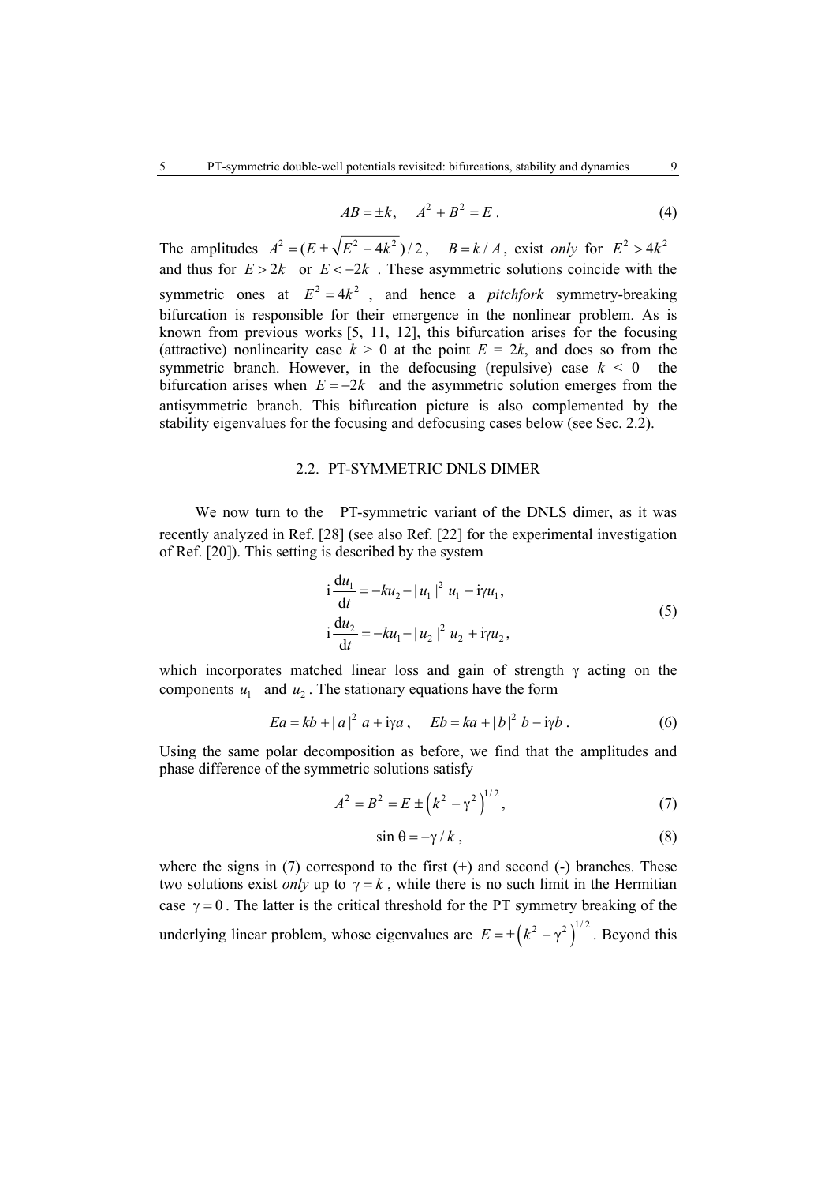$$AB = \pm k, \quad A^2 + B^2 = E \,. \tag{4}$$

The amplitudes $A^2 = (E \pm \sqrt{E^2 - 4k^2})/2$, $B = k/A$, exist *only* for $E^2 > 4k^2$ and thus for $E > 2k$ or $E < -2k$. These asymmetric solutions coincide with the symmetric ones at $E^2 = 4k^2$, and hence a *pitchfork* symmetry-breaking bifurcation is responsible for their emergence in the nonlinear problem. As is known from previous works [5, 11, 12], this bifurcation arises for the focusing (attractive) nonlinearity case $k > 0$ at the point $E = 2k$, and does so from the symmetric branch. However, in the defocusing (repulsive) case $k < 0$ the bifurcation arises when $E = -2k$ and the asymmetric solution emerges from the antisymmetric branch. This bifurcation picture is also complemented by the stability eigenvalues for the focusing and defocusing cases below (see Sec. 2.2).

## 2.2. PT-SYMMETRIC DNLS DIMER

We now turn to the PT-symmetric variant of the DNLS dimer, as it was recently analyzed in Ref. [28] (see also Ref. [22] for the experimental investigation of Ref. [20]). This setting is described by the system

$$\begin{aligned} \mathrm{i}\frac{\mathrm{d}u_1}{\mathrm{d}t} &= -ku_2 - |u_1|^2 u_1 - \mathrm{i}\gamma u_1, \\ \mathrm{i}\frac{\mathrm{d}u_2}{\mathrm{d}t} &= -ku_1 - |u_2|^2 u_2 + \mathrm{i}\gamma u_2, \end{aligned} \tag{5}$$

which incorporates matched linear loss and gain of strength $\gamma$ acting on the components $u_1$ and $u_2$. The stationary equations have the form

$$Ea = kb + |a|^2 a + \mathrm{i}\gamma a \,, \quad Eb = ka + |b|^2 b - \mathrm{i}\gamma b \,. \tag{6}$$

Using the same polar decomposition as before, we find that the amplitudes and phase difference of the symmetric solutions satisfy

$$A^2 = B^2 = E \pm \left(k^2 - \gamma^2\right)^{1/2}, \tag{7}$$

$$\sin\theta = -\gamma / k \,, \tag{8}$$

where the signs in (7) correspond to the first (+) and second (-) branches. These two solutions exist *only* up to $\gamma = k$, while there is no such limit in the Hermitian case $\gamma = 0$. The latter is the critical threshold for the PT symmetry breaking of the underlying linear problem, whose eigenvalues are $E = \pm\left(k^2 - \gamma^2\right)^{1/2}$. Beyond this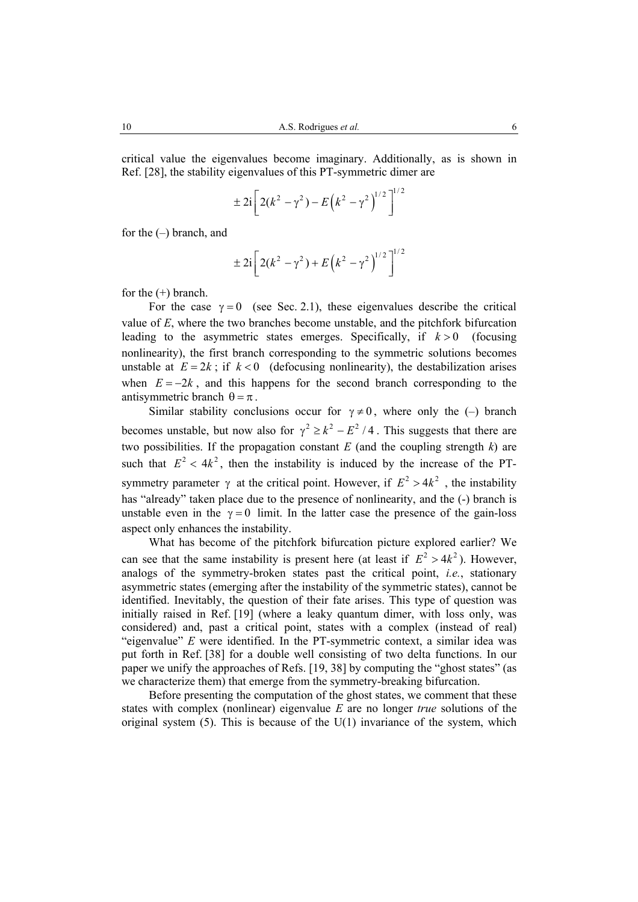critical value the eigenvalues become imaginary. Additionally, as is shown in Ref. [28], the stability eigenvalues of this PT-symmetric dimer are

$$\pm\, 2\mathrm{i}\left[\, 2(k^2-\gamma^2) - E\left(k^2-\gamma^2\right)^{1/2}\,\right]^{1/2}$$

for the (–) branch, and

$$\pm\, 2\mathrm{i}\left[\, 2(k^2-\gamma^2) + E\left(k^2-\gamma^2\right)^{1/2}\,\right]^{1/2}$$

for the (+) branch.

For the case $\gamma = 0$ (see Sec. 2.1), these eigenvalues describe the critical value of $E$, where the two branches become unstable, and the pitchfork bifurcation leading to the asymmetric states emerges. Specifically, if $k > 0$ (focusing nonlinearity), the first branch corresponding to the symmetric solutions becomes unstable at $E = 2k$; if $k < 0$ (defocusing nonlinearity), the destabilization arises when $E = -2k$, and this happens for the second branch corresponding to the antisymmetric branch $\theta = \pi$.

Similar stability conclusions occur for $\gamma \neq 0$, where only the (–) branch becomes unstable, but now also for $\gamma^2 \geq k^2 - E^2/4$. This suggests that there are two possibilities. If the propagation constant $E$ (and the coupling strength $k$) are such that $E^2 < 4k^2$, then the instability is induced by the increase of the PT-symmetry parameter $\gamma$ at the critical point. However, if $E^2 > 4k^2$, the instability has "already" taken place due to the presence of nonlinearity, and the (-) branch is unstable even in the $\gamma = 0$ limit. In the latter case the presence of the gain-loss aspect only enhances the instability.

What has become of the pitchfork bifurcation picture explored earlier? We can see that the same instability is present here (at least if $E^2 > 4k^2$). However, analogs of the symmetry-broken states past the critical point, *i.e.*, stationary asymmetric states (emerging after the instability of the symmetric states), cannot be identified. Inevitably, the question of their fate arises. This type of question was initially raised in Ref. [19] (where a leaky quantum dimer, with loss only, was considered) and, past a critical point, states with a complex (instead of real) "eigenvalue" $E$ were identified. In the PT-symmetric context, a similar idea was put forth in Ref. [38] for a double well consisting of two delta functions. In our paper we unify the approaches of Refs. [19, 38] by computing the "ghost states" (as we characterize them) that emerge from the symmetry-breaking bifurcation.

Before presenting the computation of the ghost states, we comment that these states with complex (nonlinear) eigenvalue $E$ are no longer *true* solutions of the original system (5). This is because of the U(1) invariance of the system, which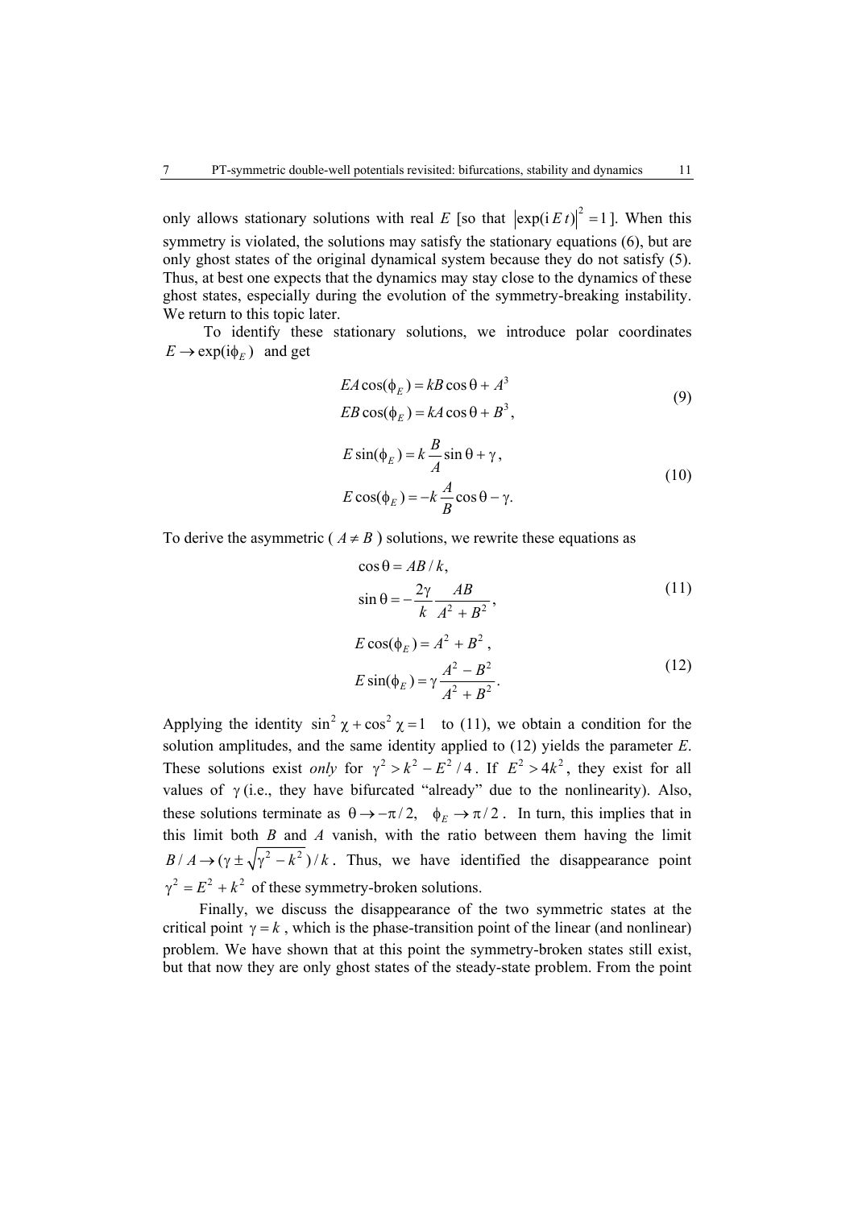only allows stationary solutions with real $E$ [so that $|\exp(\mathrm{i}\,E\,t)|^2 = 1$]. When this symmetry is violated, the solutions may satisfy the stationary equations (6), but are only ghost states of the original dynamical system because they do not satisfy (5). Thus, at best one expects that the dynamics may stay close to the dynamics of these ghost states, especially during the evolution of the symmetry-breaking instability. We return to this topic later.

To identify these stationary solutions, we introduce polar coordinates $E \to \exp(\mathrm{i}\phi_E)$ and get

$$
\begin{aligned}
EA\cos(\phi_E) &= kB\cos\theta + A^3 \\
EB\cos(\phi_E) &= kA\cos\theta + B^3,
\end{aligned}
\tag{9}
$$

$$
\begin{aligned}
E\sin(\phi_E) &= k\frac{B}{A}\sin\theta + \gamma, \\
E\cos(\phi_E) &= -k\frac{A}{B}\cos\theta - \gamma.
\end{aligned}
\tag{10}
$$

To derive the asymmetric ($A \neq B$) solutions, we rewrite these equations as

$$
\begin{aligned}
\cos\theta &= AB/k, \\
\sin\theta &= -\frac{2\gamma}{k}\frac{AB}{A^2 + B^2},
\end{aligned}
\tag{11}
$$

$$
\begin{aligned}
E\cos(\phi_E) &= A^2 + B^2, \\
E\sin(\phi_E) &= \gamma\frac{A^2 - B^2}{A^2 + B^2}.
\end{aligned}
\tag{12}
$$

Applying the identity $\sin^2\chi + \cos^2\chi = 1$ to (11), we obtain a condition for the solution amplitudes, and the same identity applied to (12) yields the parameter $E$. These solutions exist *only* for $\gamma^2 > k^2 - E^2/4$. If $E^2 > 4k^2$, they exist for all values of $\gamma$ (i.e., they have bifurcated "already" due to the nonlinearity). Also, these solutions terminate as $\theta \to -\pi/2,\ \ \phi_E \to \pi/2$. In turn, this implies that in this limit both $B$ and $A$ vanish, with the ratio between them having the limit $B/A \to (\gamma \pm \sqrt{\gamma^2 - k^2})/k$. Thus, we have identified the disappearance point $\gamma^2 = E^2 + k^2$ of these symmetry-broken solutions.

Finally, we discuss the disappearance of the two symmetric states at the critical point $\gamma = k$, which is the phase-transition point of the linear (and nonlinear) problem. We have shown that at this point the symmetry-broken states still exist, but that now they are only ghost states of the steady-state problem. From the point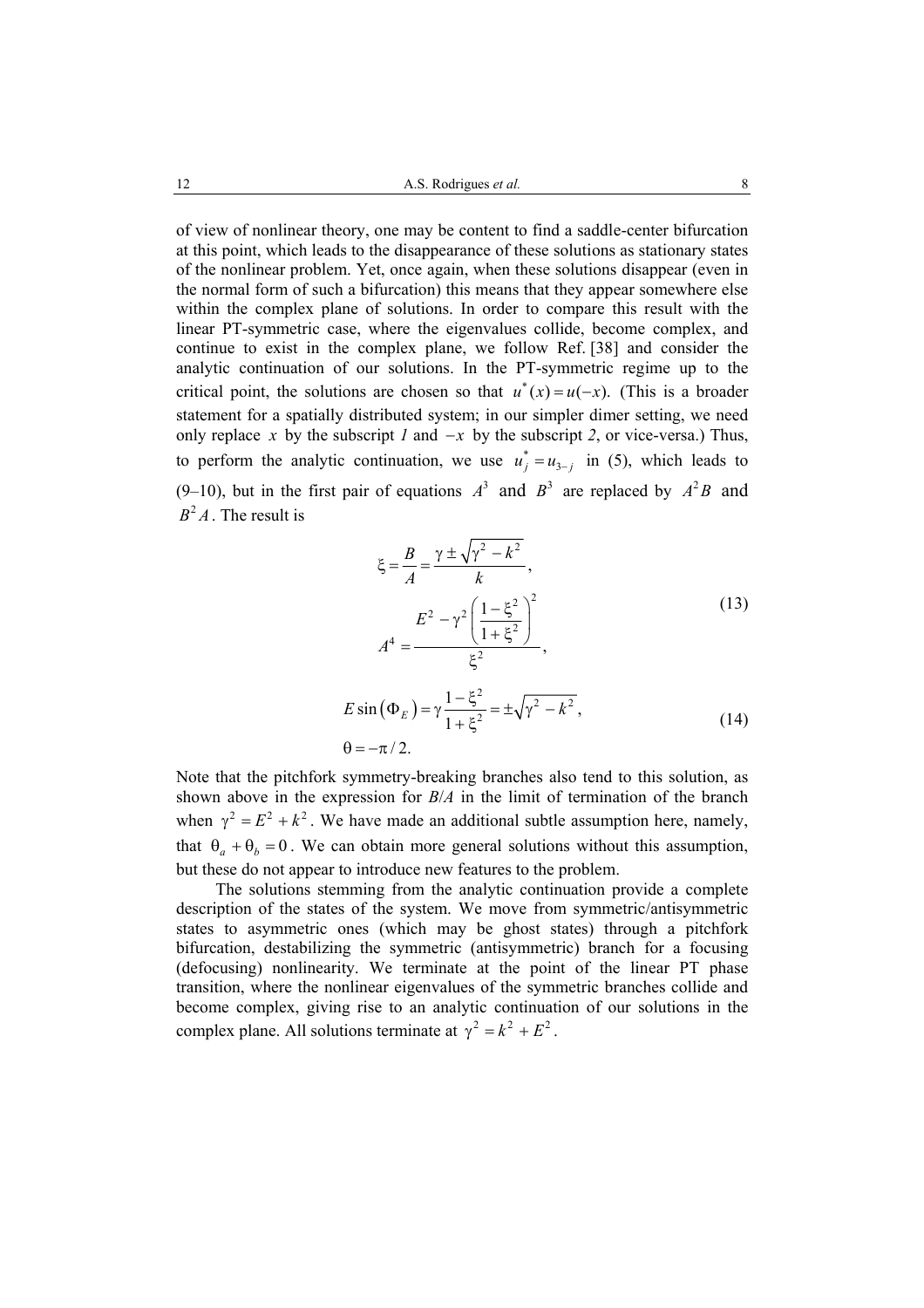of view of nonlinear theory, one may be content to find a saddle-center bifurcation at this point, which leads to the disappearance of these solutions as stationary states of the nonlinear problem. Yet, once again, when these solutions disappear (even in the normal form of such a bifurcation) this means that they appear somewhere else within the complex plane of solutions. In order to compare this result with the linear PT-symmetric case, where the eigenvalues collide, become complex, and continue to exist in the complex plane, we follow Ref. [38] and consider the analytic continuation of our solutions. In the PT-symmetric regime up to the critical point, the solutions are chosen so that $u^*(x) = u(-x)$. (This is a broader statement for a spatially distributed system; in our simpler dimer setting, we need only replace $x$ by the subscript *1* and $-x$ by the subscript *2*, or vice-versa.) Thus, to perform the analytic continuation, we use $u_j^* = u_{3-j}$ in (5), which leads to (9–10), but in the first pair of equations $A^3$ and $B^3$ are replaced by $A^2B$ and $B^2A$. The result is

$$
\begin{aligned}
\xi &= \frac{B}{A} = \frac{\gamma \pm \sqrt{\gamma^2 - k^2}}{k}, \\
A^4 &= \frac{E^2 - \gamma^2 \left( \dfrac{1-\xi^2}{1+\xi^2} \right)^2}{\xi^2},
\end{aligned}
\tag{13}
$$

$$
\begin{aligned}
E \sin\left(\Phi_E\right) &= \gamma \frac{1-\xi^2}{1+\xi^2} = \pm\sqrt{\gamma^2 - k^2}, \\
\theta &= -\pi/2.
\end{aligned}
\tag{14}
$$

Note that the pitchfork symmetry-breaking branches also tend to this solution, as shown above in the expression for $B/A$ in the limit of termination of the branch when $\gamma^2 = E^2 + k^2$. We have made an additional subtle assumption here, namely, that $\theta_a + \theta_b = 0$. We can obtain more general solutions without this assumption, but these do not appear to introduce new features to the problem.

The solutions stemming from the analytic continuation provide a complete description of the states of the system. We move from symmetric/antisymmetric states to asymmetric ones (which may be ghost states) through a pitchfork bifurcation, destabilizing the symmetric (antisymmetric) branch for a focusing (defocusing) nonlinearity. We terminate at the point of the linear PT phase transition, where the nonlinear eigenvalues of the symmetric branches collide and become complex, giving rise to an analytic continuation of our solutions in the complex plane. All solutions terminate at $\gamma^2 = k^2 + E^2$.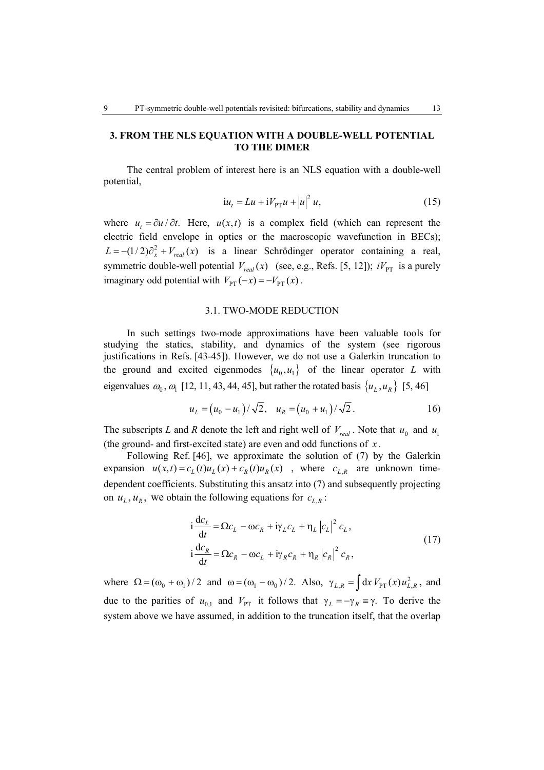## 3. FROM THE NLS EQUATION WITH A DOUBLE-WELL POTENTIAL TO THE DIMER

The central problem of interest here is an NLS equation with a double-well potential,

$$\mathrm{i}u_t = Lu + \mathrm{i}V_{\mathrm{PT}}u + |u|^2 u, \tag{15}$$

where $u_t = \partial u / \partial t$. Here, $u(x,t)$ is a complex field (which can represent the electric field envelope in optics or the macroscopic wavefunction in BECs); $L = -(1/2)\partial_x^2 + V_{real}(x)$ is a linear Schrödinger operator containing a real, symmetric double-well potential $V_{real}(x)$ (see, e.g., Refs. [5, 12]); $iV_{\mathrm{PT}}$ is a purely imaginary odd potential with $V_{\mathrm{PT}}(-x) = -V_{\mathrm{PT}}(x)$.

### 3.1. TWO-MODE REDUCTION

In such settings two-mode approximations have been valuable tools for studying the statics, stability, and dynamics of the system (see rigorous justifications in Refs. [43-45]). However, we do not use a Galerkin truncation to the ground and excited eigenmodes $\{u_0, u_1\}$ of the linear operator $L$ with eigenvalues $\omega_0, \omega_1$ [12, 11, 43, 44, 45], but rather the rotated basis $\{u_L, u_R\}$ [5, 46]

$$u_L = (u_0 - u_1)/\sqrt{2}, \quad u_R = (u_0 + u_1)/\sqrt{2}. \tag{16}$$

The subscripts *L* and *R* denote the left and right well of $V_{real}$. Note that $u_0$ and $u_1$ (the ground- and first-excited state) are even and odd functions of $x$.

Following Ref. [46], we approximate the solution of (7) by the Galerkin expansion $u(x,t) = c_L(t)u_L(x) + c_R(t)u_R(x)$ , where $c_{L,R}$ are unknown time-dependent coefficients. Substituting this ansatz into (7) and subsequently projecting on $u_L, u_R$, we obtain the following equations for $c_{L,R}$:

$$\begin{aligned}
\mathrm{i}\frac{\mathrm{d}c_L}{\mathrm{d}t} &= \Omega c_L - \omega c_R + \mathrm{i}\gamma_L c_L + \eta_L |c_L|^2 c_L, \\
\mathrm{i}\frac{\mathrm{d}c_R}{\mathrm{d}t} &= \Omega c_R - \omega c_L + \mathrm{i}\gamma_R c_R + \eta_R |c_R|^2 c_R,
\end{aligned} \tag{17}$$

where $\Omega = (\omega_0 + \omega_1)/2$ and $\omega = (\omega_1 - \omega_0)/2$. Also, $\gamma_{L,R} = \int \mathrm{d}x\, V_{\mathrm{PT}}(x) u_{L,R}^2$, and due to the parities of $u_{0,1}$ and $V_{\mathrm{PT}}$ it follows that $\gamma_L = -\gamma_R \equiv \gamma$. To derive the system above we have assumed, in addition to the truncation itself, that the overlap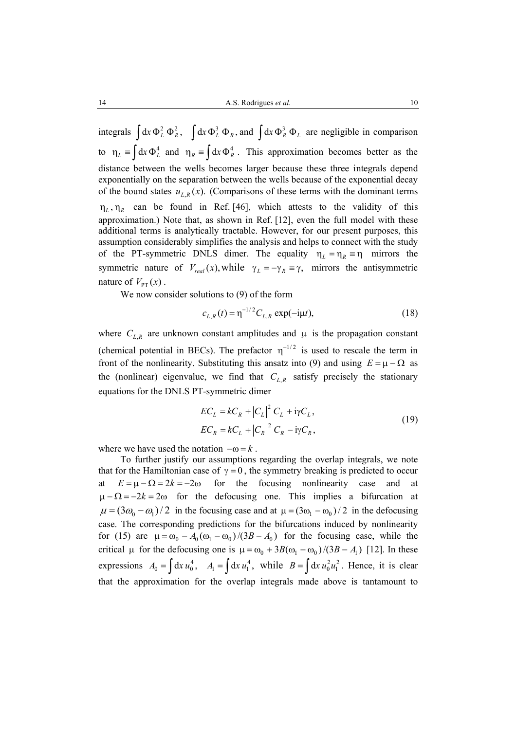integrals $\int \mathrm{d}x\, \Phi_L^2\, \Phi_R^2$, $\int \mathrm{d}x\, \Phi_L^3\, \Phi_R$, and $\int \mathrm{d}x\, \Phi_R^3\, \Phi_L$ are negligible in comparison to $\eta_L \equiv \int \mathrm{d}x\, \Phi_L^4$ and $\eta_R \equiv \int \mathrm{d}x\, \Phi_R^4$. This approximation becomes better as the distance between the wells becomes larger because these three integrals depend exponentially on the separation between the wells because of the exponential decay of the bound states $u_{L,R}(x)$. (Comparisons of these terms with the dominant terms $\eta_L, \eta_R$ can be found in Ref. [46], which attests to the validity of this approximation.) Note that, as shown in Ref. [12], even the full model with these additional terms is analytically tractable. However, for our present purposes, this assumption considerably simplifies the analysis and helps to connect with the study of the PT-symmetric DNLS dimer. The equality $\eta_L = \eta_R \equiv \eta$ mirrors the symmetric nature of $V_{real}(x)$, while $\gamma_L = -\gamma_R \equiv \gamma$, mirrors the antisymmetric nature of $V_{\mathrm{PT}}(x)$.

We now consider solutions to (9) of the form

$$c_{L,R}(t) = \eta^{-1/2} C_{L,R} \exp(-\mathrm{i}\mu t), \tag{18}$$

where $C_{L,R}$ are unknown constant amplitudes and $\mu$ is the propagation constant (chemical potential in BECs). The prefactor $\eta^{-1/2}$ is used to rescale the term in front of the nonlinearity. Substituting this ansatz into (9) and using $E = \mu - \Omega$ as the (nonlinear) eigenvalue, we find that $C_{L,R}$ satisfy precisely the stationary equations for the DNLS PT-symmetric dimer

$$\begin{aligned} EC_L &= kC_R + \left|C_L\right|^2 C_L + \mathrm{i}\gamma C_L, \\ EC_R &= kC_L + \left|C_R\right|^2 C_R - \mathrm{i}\gamma C_R, \end{aligned} \tag{19}$$

where we have used the notation $-\omega = k$.

To further justify our assumptions regarding the overlap integrals, we note that for the Hamiltonian case of $\gamma = 0$, the symmetry breaking is predicted to occur at $E = \mu - \Omega = 2k = -2\omega$ for the focusing nonlinearity case and at $\mu - \Omega = -2k = 2\omega$ for the defocusing one. This implies a bifurcation at $\mu = (3\omega_0 - \omega_1)/2$ in the focusing case and at $\mu = (3\omega_1 - \omega_0)/2$ in the defocusing case. The corresponding predictions for the bifurcations induced by nonlinearity for (15) are $\mu = \omega_0 - A_0(\omega_1 - \omega_0)/(3B - A_0)$ for the focusing case, while the critical $\mu$ for the defocusing one is $\mu = \omega_0 + 3B(\omega_1 - \omega_0)/(3B - A_1)$ [12]. In these expressions $A_0 = \int \mathrm{d}x\, u_0^4$, $A_1 = \int \mathrm{d}x\, u_1^4$, while $B = \int \mathrm{d}x\, u_0^2 u_1^2$. Hence, it is clear that the approximation for the overlap integrals made above is tantamount to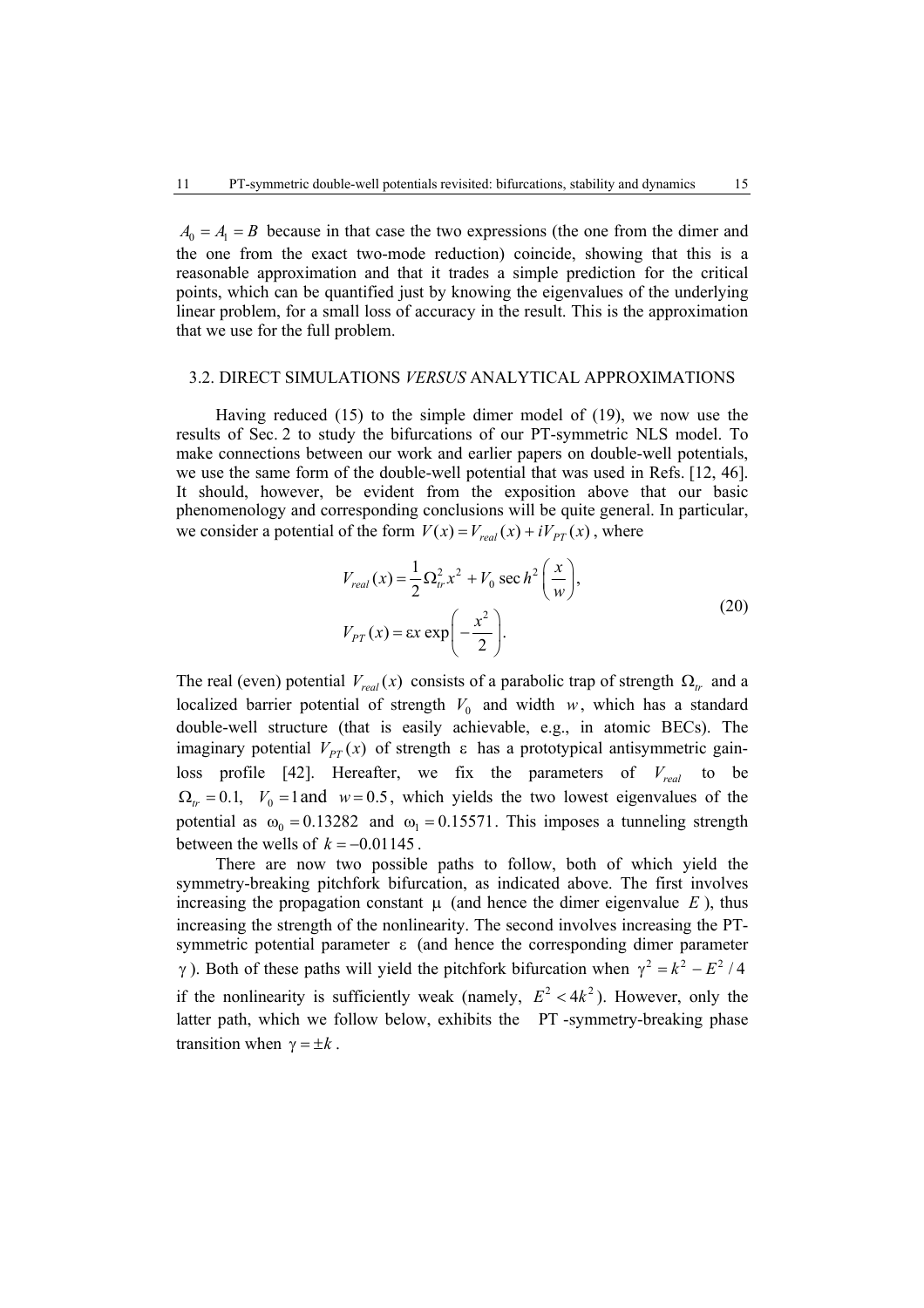$A_0 = A_1 = B$ because in that case the two expressions (the one from the dimer and the one from the exact two-mode reduction) coincide, showing that this is a reasonable approximation and that it trades a simple prediction for the critical points, which can be quantified just by knowing the eigenvalues of the underlying linear problem, for a small loss of accuracy in the result. This is the approximation that we use for the full problem.

### 3.2. DIRECT SIMULATIONS *VERSUS* ANALYTICAL APPROXIMATIONS

Having reduced (15) to the simple dimer model of (19), we now use the results of Sec. 2 to study the bifurcations of our PT-symmetric NLS model. To make connections between our work and earlier papers on double-well potentials, we use the same form of the double-well potential that was used in Refs. [12, 46]. It should, however, be evident from the exposition above that our basic phenomenology and corresponding conclusions will be quite general. In particular, we consider a potential of the form $V(x) = V_{real}(x) + iV_{PT}(x)$, where

$$
\begin{aligned}
V_{real}(x) &= \frac{1}{2}\Omega_{tr}^2 x^2 + V_0 \operatorname{sech}^2\left(\frac{x}{w}\right), \\
V_{PT}(x) &= \varepsilon x \exp\left(-\frac{x^2}{2}\right).
\end{aligned}
\tag{20}
$$

The real (even) potential $V_{real}(x)$ consists of a parabolic trap of strength $\Omega_{tr}$ and a localized barrier potential of strength $V_0$ and width $w$, which has a standard double-well structure (that is easily achievable, e.g., in atomic BECs). The imaginary potential $V_{PT}(x)$ of strength $\varepsilon$ has a prototypical antisymmetric gain-loss profile [42]. Hereafter, we fix the parameters of $V_{real}$ to be $\Omega_{tr} = 0.1$, $V_0 = 1$ and $w = 0.5$, which yields the two lowest eigenvalues of the potential as $\omega_0 = 0.13282$ and $\omega_1 = 0.15571$. This imposes a tunneling strength between the wells of $k = -0.01145$.

There are now two possible paths to follow, both of which yield the symmetry-breaking pitchfork bifurcation, as indicated above. The first involves increasing the propagation constant $\mu$ (and hence the dimer eigenvalue $E$), thus increasing the strength of the nonlinearity. The second involves increasing the PT-symmetric potential parameter $\varepsilon$ (and hence the corresponding dimer parameter $\gamma$). Both of these paths will yield the pitchfork bifurcation when $\gamma^2 = k^2 - E^2/4$ if the nonlinearity is sufficiently weak (namely, $E^2 < 4k^2$). However, only the latter path, which we follow below, exhibits the PT-symmetry-breaking phase transition when $\gamma = \pm k$.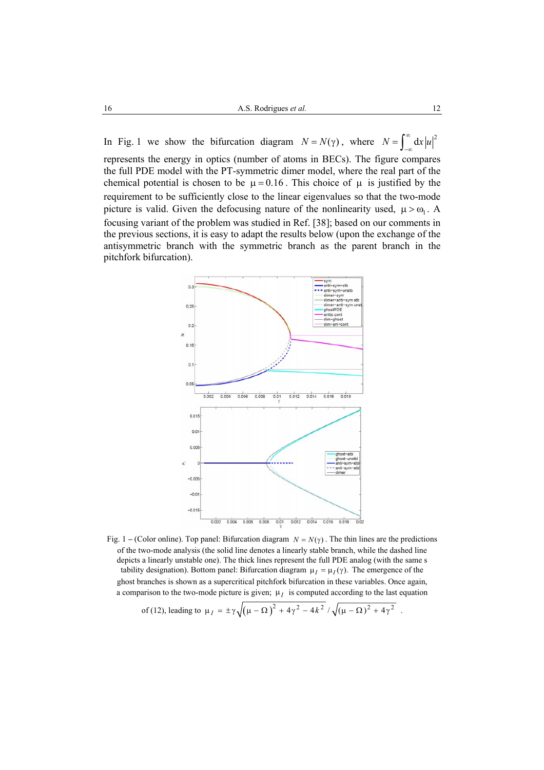In Fig. 1 we show the bifurcation diagram $N = N(\gamma)$, where $N = \int_{-\infty}^{\infty} \mathrm{d}x |u|^2$ represents the energy in optics (number of atoms in BECs). The figure compares the full PDE model with the PT-symmetric dimer model, where the real part of the chemical potential is chosen to be $\mu = 0.16$. This choice of $\mu$ is justified by the requirement to be sufficiently close to the linear eigenvalues so that the two-mode picture is valid. Given the defocusing nature of the nonlinearity used, $\mu > \omega_1$. A focusing variant of the problem was studied in Ref. [38]; based on our comments in the previous sections, it is easy to adapt the results below (upon the exchange of the antisymmetric branch with the symmetric branch as the parent branch in the pitchfork bifurcation).

Fig. 1 – (Color online). Top panel: Bifurcation diagram $N = N(\gamma)$. The thin lines are the predictions of the two-mode analysis (the solid line denotes a linearly stable branch, while the dashed line depicts a linearly unstable one). The thick lines represent the full PDE analog (with the same s tability designation). Bottom panel: Bifurcation diagram $\mu_I = \mu_I(\gamma)$. The emergence of the ghost branches is shown as a supercritical pitchfork bifurcation in these variables. Once again, a comparison to the two-mode picture is given; $\mu_I$ is computed according to the last equation of (12), leading to $\mu_I = \pm\gamma\sqrt{(\mu - \Omega)^2 + 4\gamma^2 - 4k^2} / \sqrt{(\mu - \Omega)^2 + 4\gamma^2}$.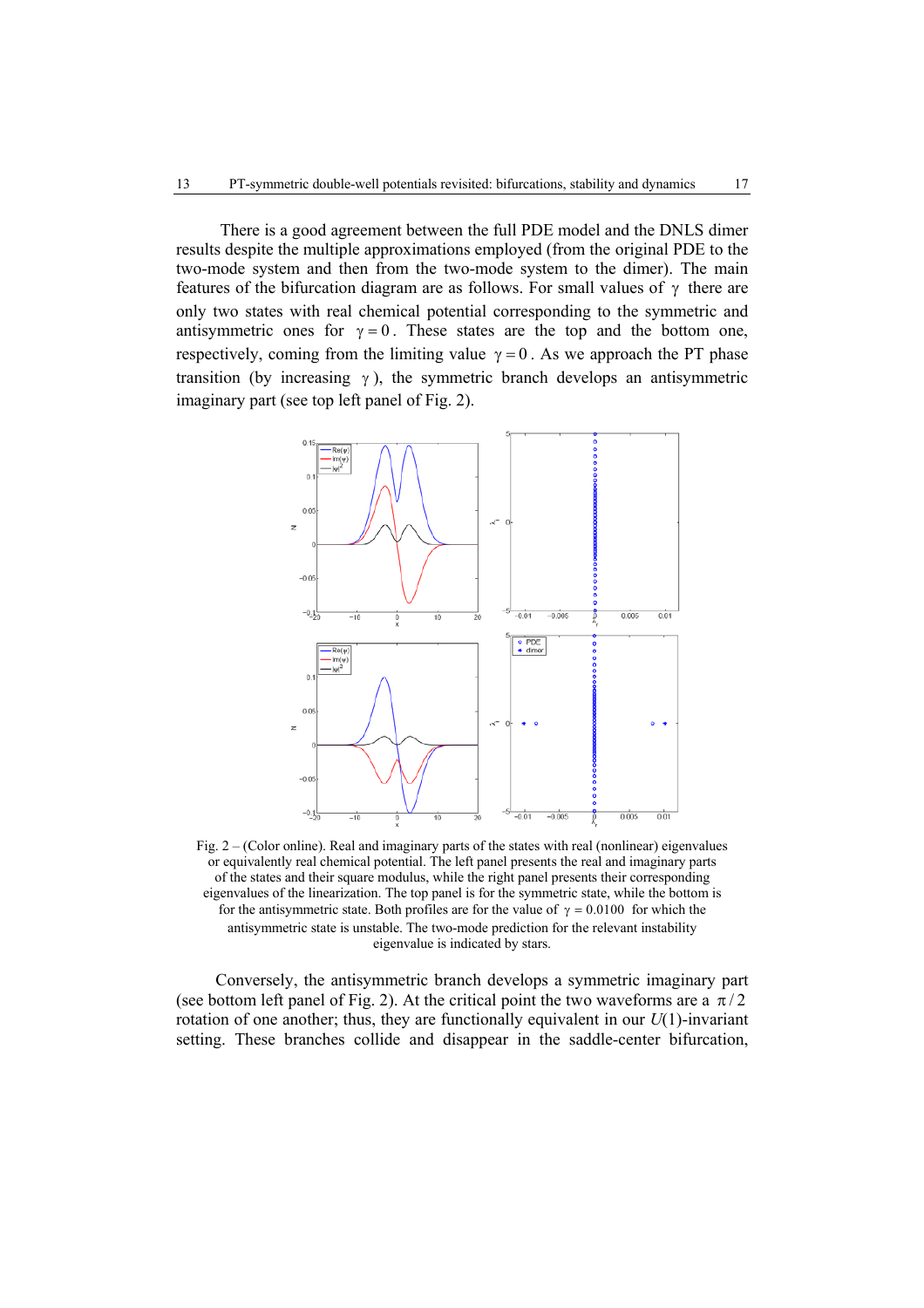There is a good agreement between the full PDE model and the DNLS dimer results despite the multiple approximations employed (from the original PDE to the two-mode system and then from the two-mode system to the dimer). The main features of the bifurcation diagram are as follows. For small values of $\gamma$ there are only two states with real chemical potential corresponding to the symmetric and antisymmetric ones for $\gamma = 0$. These states are the top and the bottom one, respectively, coming from the limiting value $\gamma = 0$. As we approach the PT phase transition (by increasing $\gamma$), the symmetric branch develops an antisymmetric imaginary part (see top left panel of Fig. 2).

Fig. 2 – (Color online). Real and imaginary parts of the states with real (nonlinear) eigenvalues or equivalently real chemical potential. The left panel presents the real and imaginary parts of the states and their square modulus, while the right panel presents their corresponding eigenvalues of the linearization. The top panel is for the symmetric state, while the bottom is for the antisymmetric state. Both profiles are for the value of $\gamma = 0.0100$ for which the antisymmetric state is unstable. The two-mode prediction for the relevant instability eigenvalue is indicated by stars.

Conversely, the antisymmetric branch develops a symmetric imaginary part (see bottom left panel of Fig. 2). At the critical point the two waveforms are a $\pi/2$ rotation of one another; thus, they are functionally equivalent in our $U(1)$-invariant setting. These branches collide and disappear in the saddle-center bifurcation,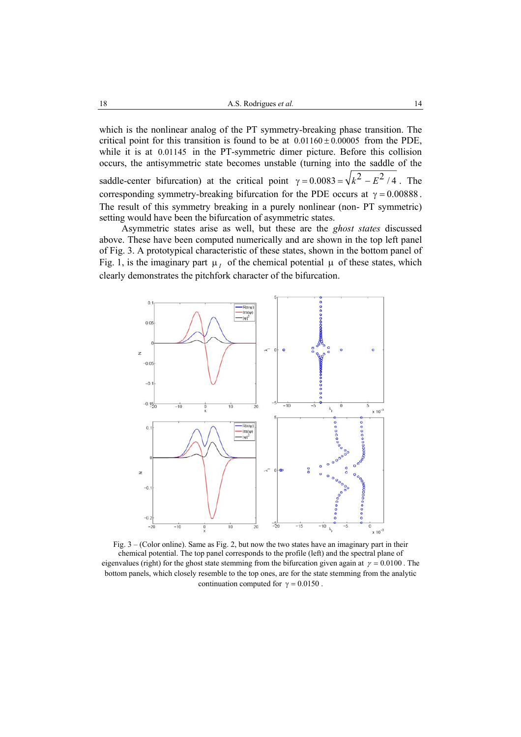which is the nonlinear analog of the PT symmetry-breaking phase transition. The critical point for this transition is found to be at $0.01160 \pm 0.00005$ from the PDE, while it is at $0.01145$ in the PT-symmetric dimer picture. Before this collision occurs, the antisymmetric state becomes unstable (turning into the saddle of the saddle-center bifurcation) at the critical point $\gamma = 0.0083 = \sqrt{k^2 - E^2/4}$. The corresponding symmetry-breaking bifurcation for the PDE occurs at $\gamma = 0.00888$. The result of this symmetry breaking in a purely nonlinear (non- PT symmetric) setting would have been the bifurcation of asymmetric states.

Asymmetric states arise as well, but these are the *ghost states* discussed above. These have been computed numerically and are shown in the top left panel of Fig. 3. A prototypical characteristic of these states, shown in the bottom panel of Fig. 1, is the imaginary part $\mu_I$ of the chemical potential $\mu$ of these states, which clearly demonstrates the pitchfork character of the bifurcation.

Fig. 3 – (Color online). Same as Fig. 2, but now the two states have an imaginary part in their chemical potential. The top panel corresponds to the profile (left) and the spectral plane of eigenvalues (right) for the ghost state stemming from the bifurcation given again at $\gamma = 0.0100$. The bottom panels, which closely resemble to the top ones, are for the state stemming from the analytic continuation computed for $\gamma = 0.0150$.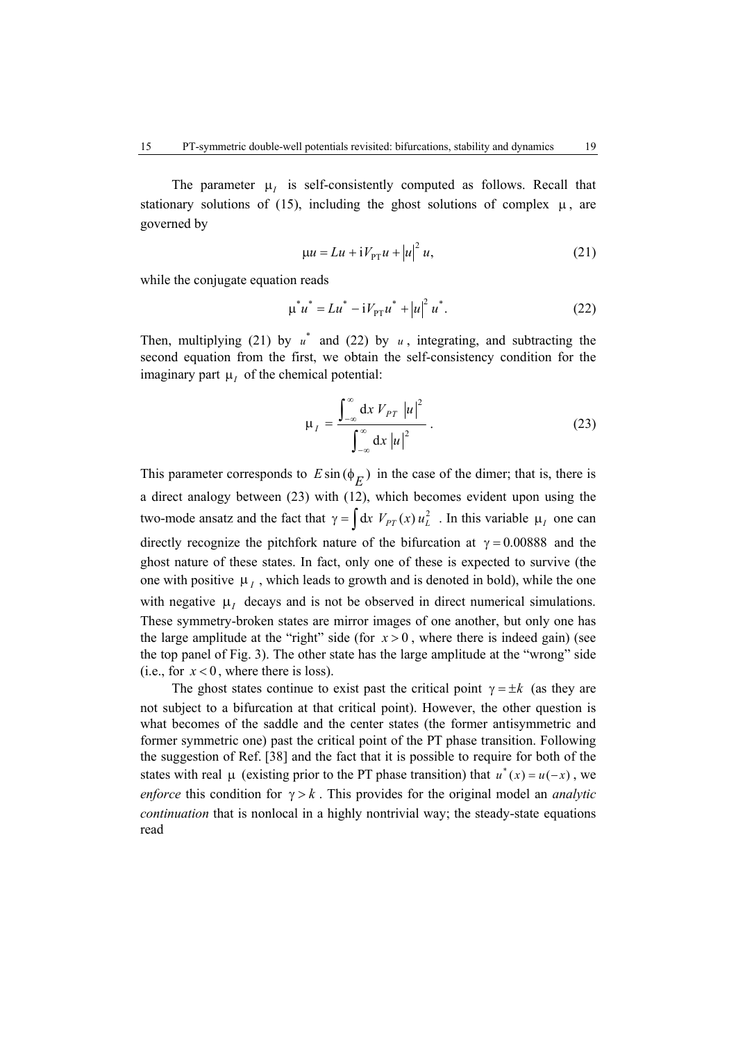The parameter $\mu_I$ is self-consistently computed as follows. Recall that stationary solutions of (15), including the ghost solutions of complex $\mu$, are governed by

$$\mu u = Lu + \mathrm{i} V_{\mathrm{PT}} u + |u|^2 u, \tag{21}$$

while the conjugate equation reads

$$\mu^* u^* = Lu^* - \mathrm{i} V_{\mathrm{PT}} u^* + |u|^2 u^*. \tag{22}$$

Then, multiplying (21) by $u^*$ and (22) by $u$, integrating, and subtracting the second equation from the first, we obtain the self-consistency condition for the imaginary part $\mu_I$ of the chemical potential:

$$\mu_I = \frac{\int_{-\infty}^{\infty} \mathrm{d}x \, V_{PT} \, |u|^2}{\int_{-\infty}^{\infty} \mathrm{d}x \, |u|^2}. \tag{23}$$

This parameter corresponds to $E \sin(\phi_E)$ in the case of the dimer; that is, there is a direct analogy between (23) with (12), which becomes evident upon using the two-mode ansatz and the fact that $\gamma = \int \mathrm{d}x \; V_{PT}(x) \, u_L^2$. In this variable $\mu_I$ one can directly recognize the pitchfork nature of the bifurcation at $\gamma = 0.00888$ and the ghost nature of these states. In fact, only one of these is expected to survive (the one with positive $\mu_I$, which leads to growth and is denoted in bold), while the one with negative $\mu_I$ decays and is not be observed in direct numerical simulations. These symmetry-broken states are mirror images of one another, but only one has the large amplitude at the "right" side (for $x > 0$, where there is indeed gain) (see the top panel of Fig. 3). The other state has the large amplitude at the "wrong" side (i.e., for $x < 0$, where there is loss).

The ghost states continue to exist past the critical point $\gamma = \pm k$ (as they are not subject to a bifurcation at that critical point). However, the other question is what becomes of the saddle and the center states (the former antisymmetric and former symmetric one) past the critical point of the PT phase transition. Following the suggestion of Ref. [38] and the fact that it is possible to require for both of the states with real $\mu$ (existing prior to the PT phase transition) that $u^*(x) = u(-x)$, we *enforce* this condition for $\gamma > k$. This provides for the original model an *analytic continuation* that is nonlocal in a highly nontrivial way; the steady-state equations read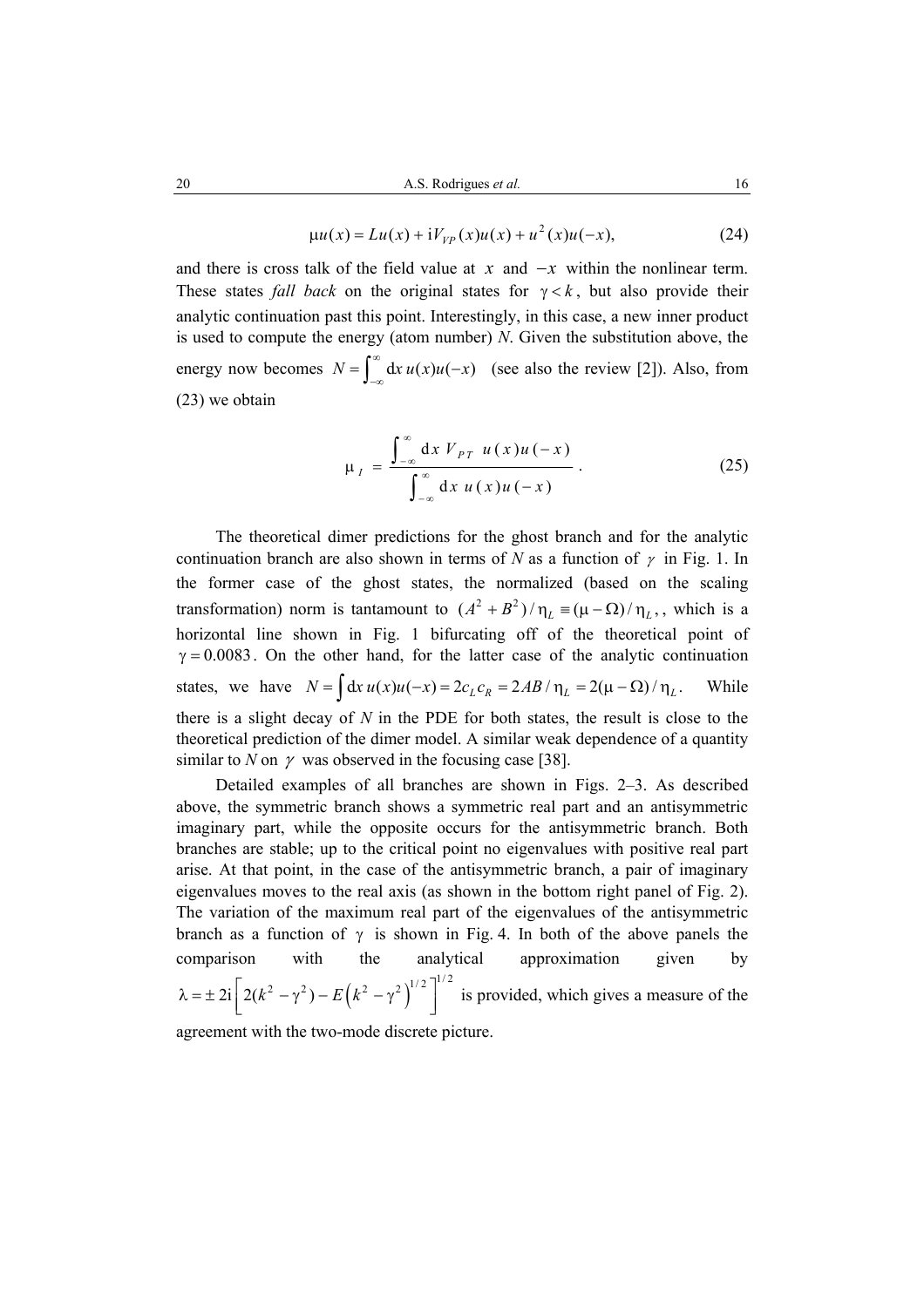$$\mu u(x) = Lu(x) + \mathrm{i}V_{VP}(x)u(x) + u^2(x)u(-x), \tag{24}$$

and there is cross talk of the field value at $x$ and $-x$ within the nonlinear term. These states *fall back* on the original states for $\gamma < k$, but also provide their analytic continuation past this point. Interestingly, in this case, a new inner product is used to compute the energy (atom number) $N$. Given the substitution above, the energy now becomes $N = \int_{-\infty}^{\infty} \mathrm{d}x\, u(x)u(-x)$ (see also the review [2]). Also, from (23) we obtain

$$\mu_I = \frac{\int_{-\infty}^{\infty} \mathrm{d}x\; V_{PT}\; u(x)u(-x)}{\int_{-\infty}^{\infty} \mathrm{d}x\; u(x)u(-x)}. \tag{25}$$

The theoretical dimer predictions for the ghost branch and for the analytic continuation branch are also shown in terms of $N$ as a function of $\gamma$ in Fig. 1. In the former case of the ghost states, the normalized (based on the scaling transformation) norm is tantamount to $(A^2 + B^2)/\eta_L \equiv (\mu - \Omega)/\eta_L$, , which is a horizontal line shown in Fig. 1 bifurcating off of the theoretical point of $\gamma = 0.0083$. On the other hand, for the latter case of the analytic continuation states, we have $N = \int \mathrm{d}x\, u(x)u(-x) = 2c_L c_R = 2AB/\eta_L = 2(\mu - \Omega)/\eta_L$. While there is a slight decay of $N$ in the PDE for both states, the result is close to the theoretical prediction of the dimer model. A similar weak dependence of a quantity similar to $N$ on $\gamma$ was observed in the focusing case [38].

Detailed examples of all branches are shown in Figs. 2–3. As described above, the symmetric branch shows a symmetric real part and an antisymmetric imaginary part, while the opposite occurs for the antisymmetric branch. Both branches are stable; up to the critical point no eigenvalues with positive real part arise. At that point, in the case of the antisymmetric branch, a pair of imaginary eigenvalues moves to the real axis (as shown in the bottom right panel of Fig. 2). The variation of the maximum real part of the eigenvalues of the antisymmetric branch as a function of $\gamma$ is shown in Fig. 4. In both of the above panels the comparison with the analytical approximation given by $\lambda = \pm 2\mathrm{i}\left[2(k^2 - \gamma^2) - E\left(k^2 - \gamma^2\right)^{1/2}\right]^{1/2}$ is provided, which gives a measure of the agreement with the two-mode discrete picture.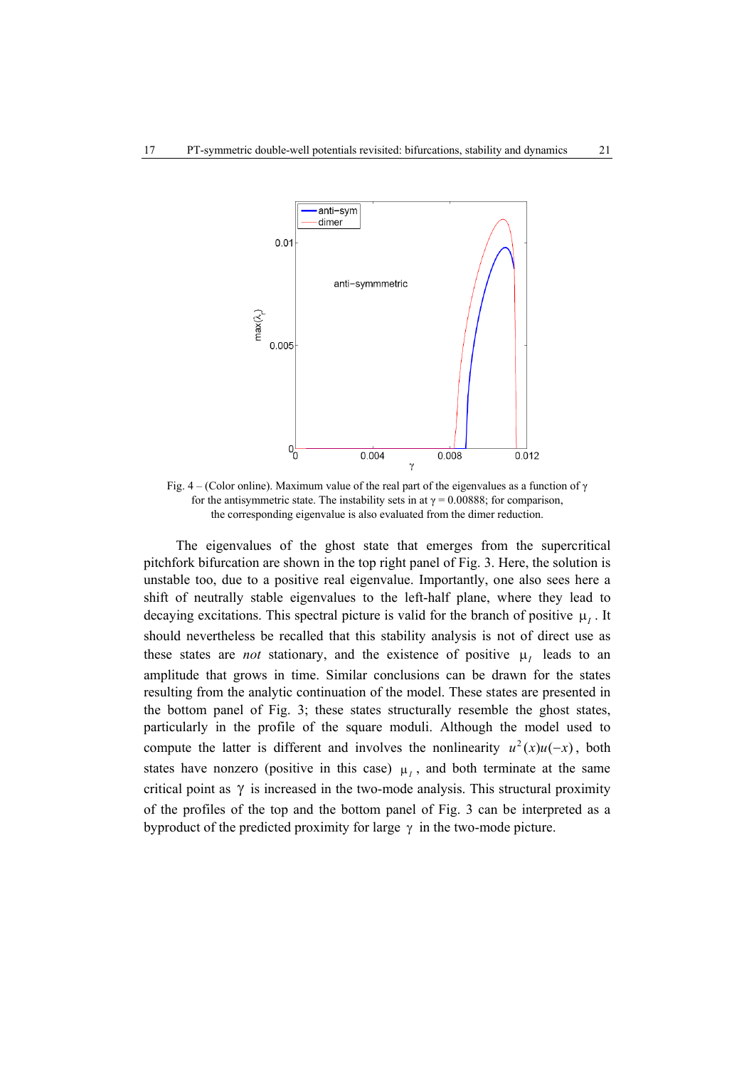Fig. 4 – (Color online). Maximum value of the real part of the eigenvalues as a function of $\gamma$ for the antisymmetric state. The instability sets in at $\gamma = 0.00888$; for comparison, the corresponding eigenvalue is also evaluated from the dimer reduction.

The eigenvalues of the ghost state that emerges from the supercritical pitchfork bifurcation are shown in the top right panel of Fig. 3. Here, the solution is unstable too, due to a positive real eigenvalue. Importantly, one also sees here a shift of neutrally stable eigenvalues to the left-half plane, where they lead to decaying excitations. This spectral picture is valid for the branch of positive $\mu_I$. It should nevertheless be recalled that this stability analysis is not of direct use as these states are *not* stationary, and the existence of positive $\mu_I$ leads to an amplitude that grows in time. Similar conclusions can be drawn for the states resulting from the analytic continuation of the model. These states are presented in the bottom panel of Fig. 3; these states structurally resemble the ghost states, particularly in the profile of the square moduli. Although the model used to compute the latter is different and involves the nonlinearity $u^2(x)u(-x)$, both states have nonzero (positive in this case) $\mu_I$, and both terminate at the same critical point as $\gamma$ is increased in the two-mode analysis. This structural proximity of the profiles of the top and the bottom panel of Fig. 3 can be interpreted as a byproduct of the predicted proximity for large $\gamma$ in the two-mode picture.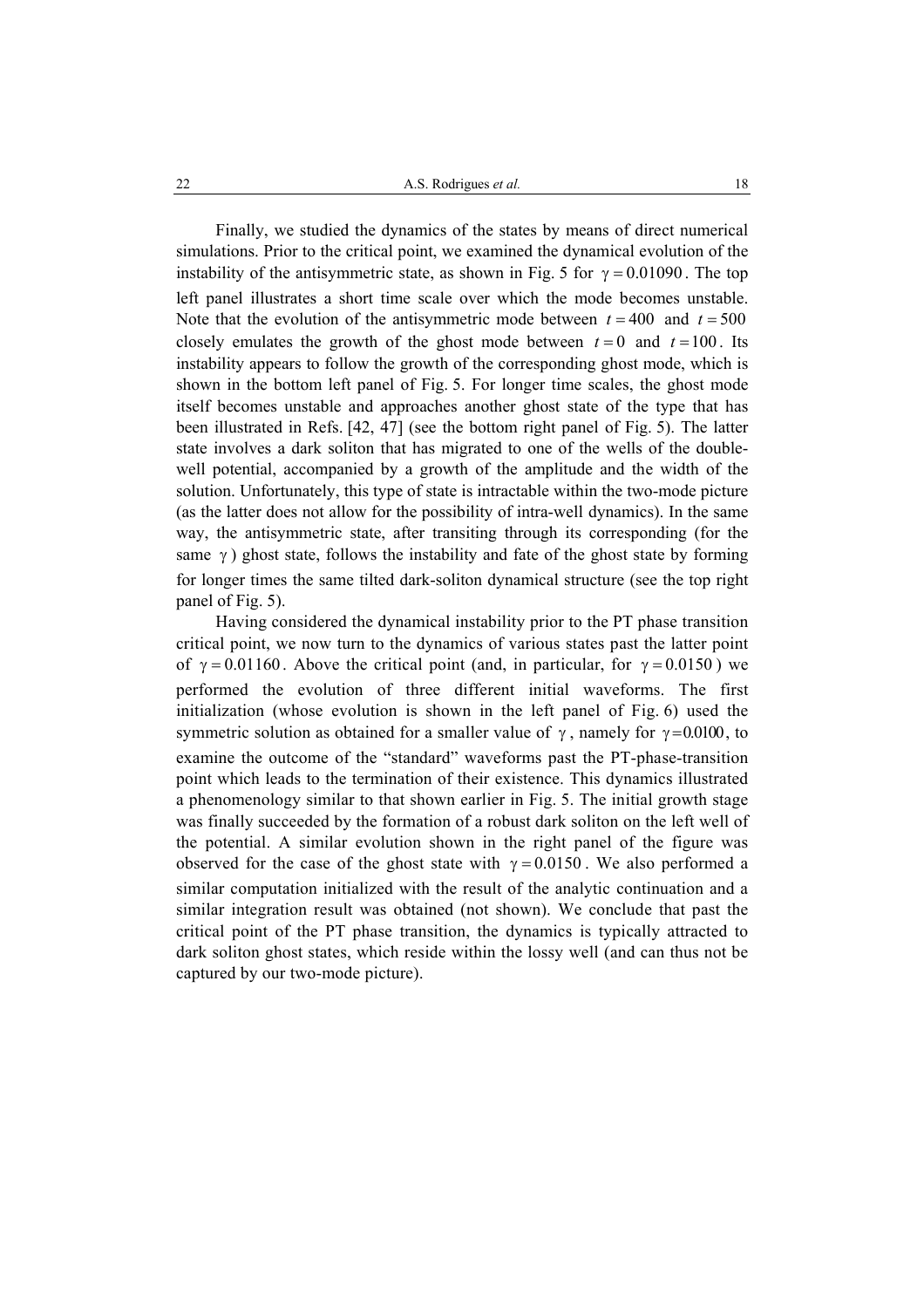Finally, we studied the dynamics of the states by means of direct numerical simulations. Prior to the critical point, we examined the dynamical evolution of the instability of the antisymmetric state, as shown in Fig. 5 for $\gamma = 0.01090$. The top left panel illustrates a short time scale over which the mode becomes unstable. Note that the evolution of the antisymmetric mode between $t = 400$ and $t = 500$ closely emulates the growth of the ghost mode between $t = 0$ and $t = 100$. Its instability appears to follow the growth of the corresponding ghost mode, which is shown in the bottom left panel of Fig. 5. For longer time scales, the ghost mode itself becomes unstable and approaches another ghost state of the type that has been illustrated in Refs. [42, 47] (see the bottom right panel of Fig. 5). The latter state involves a dark soliton that has migrated to one of the wells of the double-well potential, accompanied by a growth of the amplitude and the width of the solution. Unfortunately, this type of state is intractable within the two-mode picture (as the latter does not allow for the possibility of intra-well dynamics). In the same way, the antisymmetric state, after transiting through its corresponding (for the same $\gamma$) ghost state, follows the instability and fate of the ghost state by forming for longer times the same tilted dark-soliton dynamical structure (see the top right panel of Fig. 5).

Having considered the dynamical instability prior to the PT phase transition critical point, we now turn to the dynamics of various states past the latter point of $\gamma = 0.01160$. Above the critical point (and, in particular, for $\gamma = 0.0150$) we performed the evolution of three different initial waveforms. The first initialization (whose evolution is shown in the left panel of Fig. 6) used the symmetric solution as obtained for a smaller value of $\gamma$, namely for $\gamma = 0.0100$, to examine the outcome of the "standard" waveforms past the PT-phase-transition point which leads to the termination of their existence. This dynamics illustrated a phenomenology similar to that shown earlier in Fig. 5. The initial growth stage was finally succeeded by the formation of a robust dark soliton on the left well of the potential. A similar evolution shown in the right panel of the figure was observed for the case of the ghost state with $\gamma = 0.0150$. We also performed a similar computation initialized with the result of the analytic continuation and a similar integration result was obtained (not shown). We conclude that past the critical point of the PT phase transition, the dynamics is typically attracted to dark soliton ghost states, which reside within the lossy well (and can thus not be captured by our two-mode picture).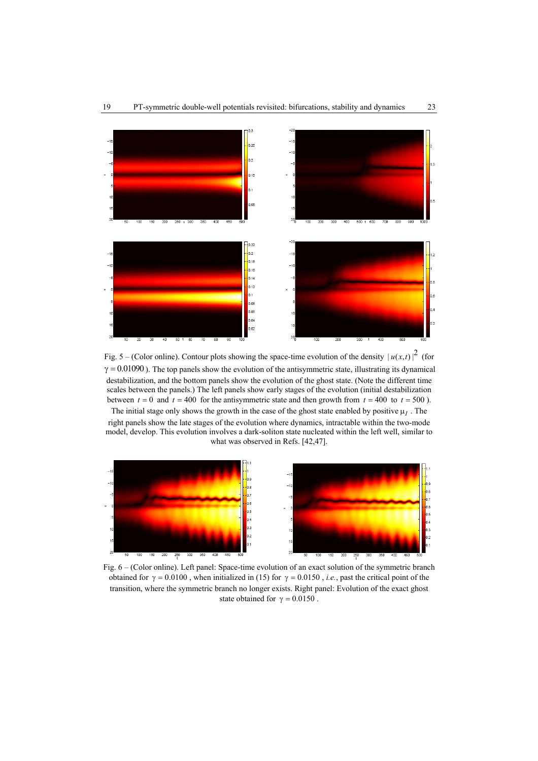Fig. 5 – (Color online). Contour plots showing the space-time evolution of the density $|u(x,t)|^2$ (for $\gamma = 0.01090$ ). The top panels show the evolution of the antisymmetric state, illustrating its dynamical destabilization, and the bottom panels show the evolution of the ghost state. (Note the different time scales between the panels.) The left panels show early stages of the evolution (initial destabilization between $t = 0$ and $t = 400$ for the antisymmetric state and then growth from $t = 400$ to $t = 500$ ). The initial stage only shows the growth in the case of the ghost state enabled by positive $\mu_I$ . The right panels show the late stages of the evolution where dynamics, intractable within the two-mode model, develop. This evolution involves a dark-soliton state nucleated within the left well, similar to what was observed in Refs. [42,47].

Fig. 6 – (Color online). Left panel: Space-time evolution of an exact solution of the symmetric branch obtained for $\gamma = 0.0100$ , when initialized in (15) for $\gamma = 0.0150$ , *i.e.*, past the critical point of the transition, where the symmetric branch no longer exists. Right panel: Evolution of the exact ghost state obtained for $\gamma = 0.0150$ .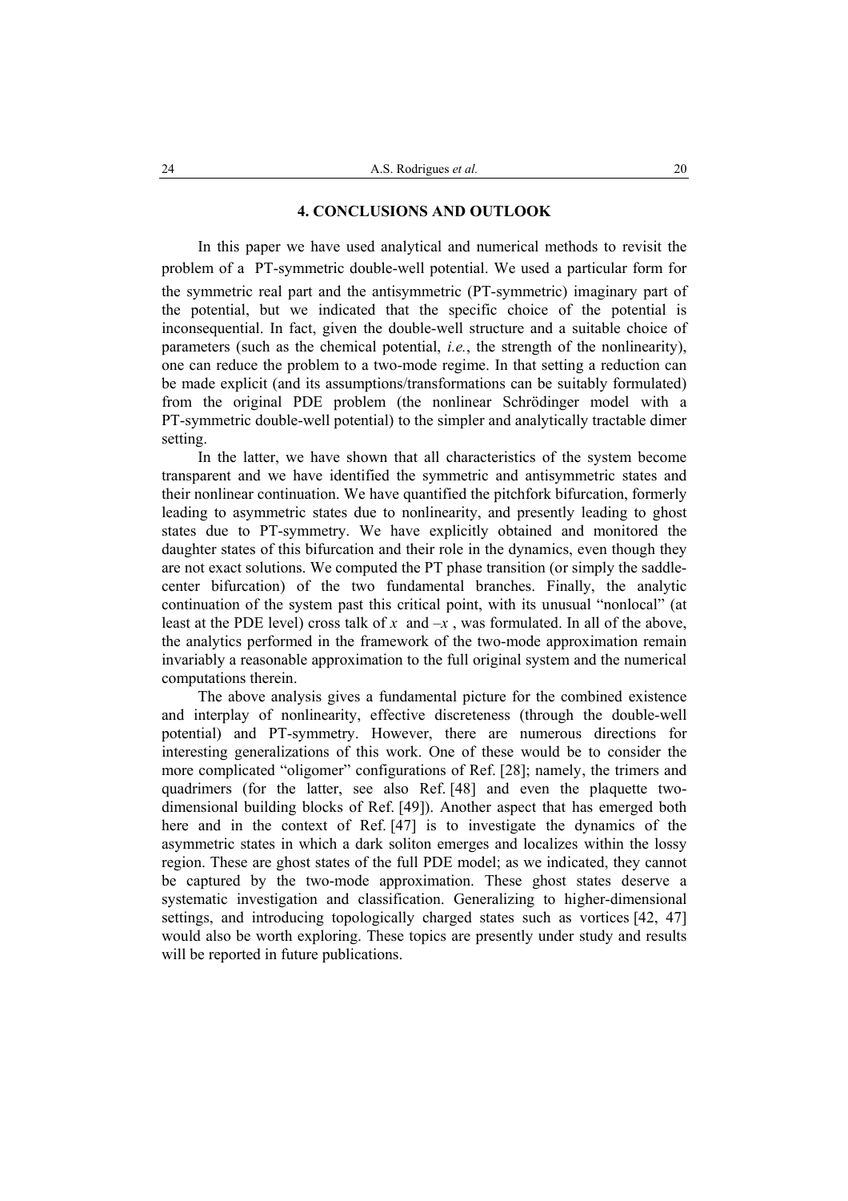## 4. CONCLUSIONS AND OUTLOOK

In this paper we have used analytical and numerical methods to revisit the problem of a PT-symmetric double-well potential. We used a particular form for the symmetric real part and the antisymmetric (PT-symmetric) imaginary part of the potential, but we indicated that the specific choice of the potential is inconsequential. In fact, given the double-well structure and a suitable choice of parameters (such as the chemical potential, *i.e.*, the strength of the nonlinearity), one can reduce the problem to a two-mode regime. In that setting a reduction can be made explicit (and its assumptions/transformations can be suitably formulated) from the original PDE problem (the nonlinear Schrödinger model with a PT-symmetric double-well potential) to the simpler and analytically tractable dimer setting.

In the latter, we have shown that all characteristics of the system become transparent and we have identified the symmetric and antisymmetric states and their nonlinear continuation. We have quantified the pitchfork bifurcation, formerly leading to asymmetric states due to nonlinearity, and presently leading to ghost states due to PT-symmetry. We have explicitly obtained and monitored the daughter states of this bifurcation and their role in the dynamics, even though they are not exact solutions. We computed the PT phase transition (or simply the saddle-center bifurcation) of the two fundamental branches. Finally, the analytic continuation of the system past this critical point, with its unusual "nonlocal" (at least at the PDE level) cross talk of $x$ and $-x$, was formulated. In all of the above, the analytics performed in the framework of the two-mode approximation remain invariably a reasonable approximation to the full original system and the numerical computations therein.

The above analysis gives a fundamental picture for the combined existence and interplay of nonlinearity, effective discreteness (through the double-well potential) and PT-symmetry. However, there are numerous directions for interesting generalizations of this work. One of these would be to consider the more complicated "oligomer" configurations of Ref. [28]; namely, the trimers and quadrimers (for the latter, see also Ref. [48] and even the plaquette two-dimensional building blocks of Ref. [49]). Another aspect that has emerged both here and in the context of Ref. [47] is to investigate the dynamics of the asymmetric states in which a dark soliton emerges and localizes within the lossy region. These are ghost states of the full PDE model; as we indicated, they cannot be captured by the two-mode approximation. These ghost states deserve a systematic investigation and classification. Generalizing to higher-dimensional settings, and introducing topologically charged states such as vortices [42, 47] would also be worth exploring. These topics are presently under study and results will be reported in future publications.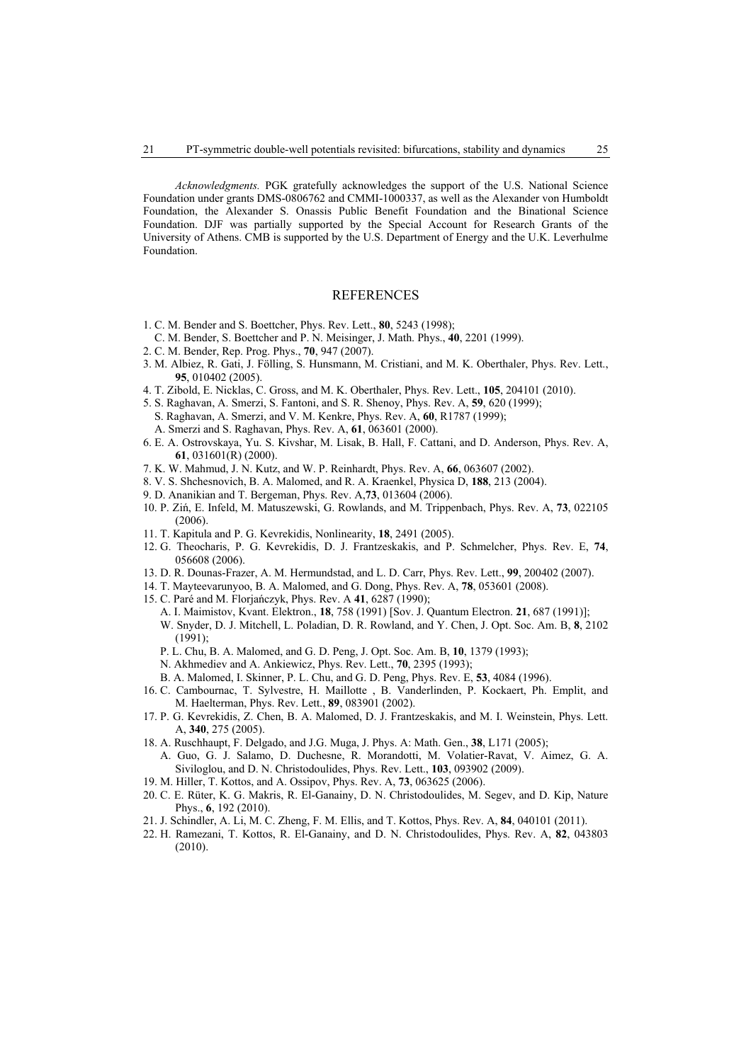*Acknowledgments.* PGK gratefully acknowledges the support of the U.S. National Science Foundation under grants DMS-0806762 and CMMI-1000337, as well as the Alexander von Humboldt Foundation, the Alexander S. Onassis Public Benefit Foundation and the Binational Science Foundation. DJF was partially supported by the Special Account for Research Grants of the University of Athens. CMB is supported by the U.S. Department of Energy and the U.K. Leverhulme Foundation.

## REFERENCES

1. C. M. Bender and S. Boettcher, Phys. Rev. Lett., **80**, 5243 (1998);
   C. M. Bender, S. Boettcher and P. N. Meisinger, J. Math. Phys., **40**, 2201 (1999).
2. C. M. Bender, Rep. Prog. Phys., **70**, 947 (2007).
3. M. Albiez, R. Gati, J. Fölling, S. Hunsmann, M. Cristiani, and M. K. Oberthaler, Phys. Rev. Lett., **95**, 010402 (2005).
4. T. Zibold, E. Nicklas, C. Gross, and M. K. Oberthaler, Phys. Rev. Lett., **105**, 204101 (2010).
5. S. Raghavan, A. Smerzi, S. Fantoni, and S. R. Shenoy, Phys. Rev. A, **59**, 620 (1999);
   S. Raghavan, A. Smerzi, and V. M. Kenkre, Phys. Rev. A, **60**, R1787 (1999);
   A. Smerzi and S. Raghavan, Phys. Rev. A, **61**, 063601 (2000).
6. E. A. Ostrovskaya, Yu. S. Kivshar, M. Lisak, B. Hall, F. Cattani, and D. Anderson, Phys. Rev. A, **61**, 031601(R) (2000).
7. K. W. Mahmud, J. N. Kutz, and W. P. Reinhardt, Phys. Rev. A, **66**, 063607 (2002).
8. V. S. Shchesnovich, B. A. Malomed, and R. A. Kraenkel, Physica D, **188**, 213 (2004).
9. D. Ananikian and T. Bergeman, Phys. Rev. A,**73**, 013604 (2006).
10. P. Ziń, E. Infeld, M. Matuszewski, G. Rowlands, and M. Trippenbach, Phys. Rev. A, **73**, 022105 (2006).
11. T. Kapitula and P. G. Kevrekidis, Nonlinearity, **18**, 2491 (2005).
12. G. Theocharis, P. G. Kevrekidis, D. J. Frantzeskakis, and P. Schmelcher, Phys. Rev. E, **74**, 056608 (2006).
13. D. R. Dounas-Frazer, A. M. Hermundstad, and L. D. Carr, Phys. Rev. Lett., **99**, 200402 (2007).
14. T. Mayteevarunyoo, B. A. Malomed, and G. Dong, Phys. Rev. A, **78**, 053601 (2008).
15. C. Paré and M. Florjańczyk, Phys. Rev. A **41**, 6287 (1990);
    A. I. Maimistov, Kvant. Elektron., **18**, 758 (1991) [Sov. J. Quantum Electron. **21**, 687 (1991)];
    W. Snyder, D. J. Mitchell, L. Poladian, D. R. Rowland, and Y. Chen, J. Opt. Soc. Am. B, **8**, 2102 (1991);
    P. L. Chu, B. A. Malomed, and G. D. Peng, J. Opt. Soc. Am. B, **10**, 1379 (1993);
    N. Akhmediev and A. Ankiewicz, Phys. Rev. Lett., **70**, 2395 (1993);
    B. A. Malomed, I. Skinner, P. L. Chu, and G. D. Peng, Phys. Rev. E, **53**, 4084 (1996).
16. C. Cambournac, T. Sylvestre, H. Maillotte , B. Vanderlinden, P. Kockaert, Ph. Emplit, and M. Haelterman, Phys. Rev. Lett., **89**, 083901 (2002).
17. P. G. Kevrekidis, Z. Chen, B. A. Malomed, D. J. Frantzeskakis, and M. I. Weinstein, Phys. Lett. A, **340**, 275 (2005).
18. A. Ruschhaupt, F. Delgado, and J.G. Muga, J. Phys. A: Math. Gen., **38**, L171 (2005);
    A. Guo, G. J. Salamo, D. Duchesne, R. Morandotti, M. Volatier-Ravat, V. Aimez, G. A. Siviloglou, and D. N. Christodoulides, Phys. Rev. Lett., **103**, 093902 (2009).
19. M. Hiller, T. Kottos, and A. Ossipov, Phys. Rev. A, **73**, 063625 (2006).
20. C. E. Rüter, K. G. Makris, R. El-Ganainy, D. N. Christodoulides, M. Segev, and D. Kip, Nature Phys., **6**, 192 (2010).
21. J. Schindler, A. Li, M. C. Zheng, F. M. Ellis, and T. Kottos, Phys. Rev. A, **84**, 040101 (2011).
22. H. Ramezani, T. Kottos, R. El-Ganainy, and D. N. Christodoulides, Phys. Rev. A, **82**, 043803 (2010).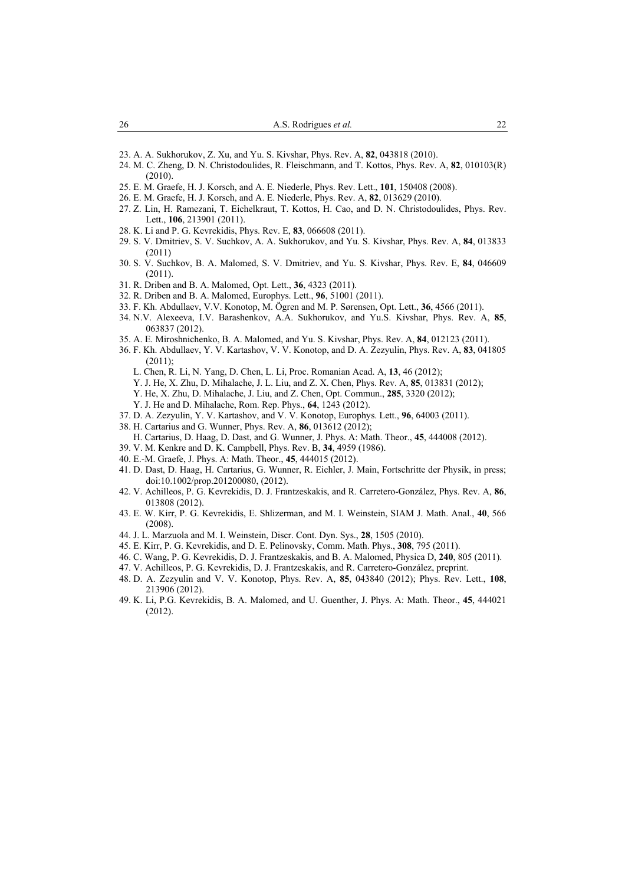23. A. A. Sukhorukov, Z. Xu, and Yu. S. Kivshar, Phys. Rev. A, **82**, 043818 (2010).
24. M. C. Zheng, D. N. Christodoulides, R. Fleischmann, and T. Kottos, Phys. Rev. A, **82**, 010103(R) (2010).
25. E. M. Graefe, H. J. Korsch, and A. E. Niederle, Phys. Rev. Lett., **101**, 150408 (2008).
26. E. M. Graefe, H. J. Korsch, and A. E. Niederle, Phys. Rev. A, **82**, 013629 (2010).
27. Z. Lin, H. Ramezani, T. Eichelkraut, T. Kottos, H. Cao, and D. N. Christodoulides, Phys. Rev. Lett., **106**, 213901 (2011).
28. K. Li and P. G. Kevrekidis, Phys. Rev. E, **83**, 066608 (2011).
29. S. V. Dmitriev, S. V. Suchkov, A. A. Sukhorukov, and Yu. S. Kivshar, Phys. Rev. A, **84**, 013833 (2011)
30. S. V. Suchkov, B. A. Malomed, S. V. Dmitriev, and Yu. S. Kivshar, Phys. Rev. E, **84**, 046609 (2011).
31. R. Driben and B. A. Malomed, Opt. Lett., **36**, 4323 (2011).
32. R. Driben and B. A. Malomed, Europhys. Lett., **96**, 51001 (2011).
33. F. Kh. Abdullaev, V.V. Konotop, M. Ögren and M. P. Sørensen, Opt. Lett., **36**, 4566 (2011).
34. N.V. Alexeeva, I.V. Barashenkov, A.A. Sukhorukov, and Yu.S. Kivshar, Phys. Rev. A, **85**, 063837 (2012).
35. A. E. Miroshnichenko, B. A. Malomed, and Yu. S. Kivshar, Phys. Rev. A, **84**, 012123 (2011).
36. F. Kh. Abdullaev, Y. V. Kartashov, V. V. Konotop, and D. A. Zezyulin, Phys. Rev. A, **83**, 041805 (2011);
    L. Chen, R. Li, N. Yang, D. Chen, L. Li, Proc. Romanian Acad. A, **13**, 46 (2012);
    Y. J. He, X. Zhu, D. Mihalache, J. L. Liu, and Z. X. Chen, Phys. Rev. A, **85**, 013831 (2012);
    Y. He, X. Zhu, D. Mihalache, J. Liu, and Z. Chen, Opt. Commun., **285**, 3320 (2012);
    Y. J. He and D. Mihalache, Rom. Rep. Phys., **64**, 1243 (2012).
37. D. A. Zezyulin, Y. V. Kartashov, and V. V. Konotop, Europhys. Lett., **96**, 64003 (2011).
38. H. Cartarius and G. Wunner, Phys. Rev. A, **86**, 013612 (2012);
    H. Cartarius, D. Haag, D. Dast, and G. Wunner, J. Phys. A: Math. Theor., **45**, 444008 (2012).
39. V. M. Kenkre and D. K. Campbell, Phys. Rev. B, **34**, 4959 (1986).
40. E.-M. Graefe, J. Phys. A: Math. Theor., **45**, 444015 (2012).
41. D. Dast, D. Haag, H. Cartarius, G. Wunner, R. Eichler, J. Main, Fortschritte der Physik, in press; doi:10.1002/prop.201200080, (2012).
42. V. Achilleos, P. G. Kevrekidis, D. J. Frantzeskakis, and R. Carretero-González, Phys. Rev. A, **86**, 013808 (2012).
43. E. W. Kirr, P. G. Kevrekidis, E. Shlizerman, and M. I. Weinstein, SIAM J. Math. Anal., **40**, 566 (2008).
44. J. L. Marzuola and M. I. Weinstein, Discr. Cont. Dyn. Sys., **28**, 1505 (2010).
45. E. Kirr, P. G. Kevrekidis, and D. E. Pelinovsky, Comm. Math. Phys., **308**, 795 (2011).
46. C. Wang, P. G. Kevrekidis, D. J. Frantzeskakis, and B. A. Malomed, Physica D, **240**, 805 (2011).
47. V. Achilleos, P. G. Kevrekidis, D. J. Frantzeskakis, and R. Carretero-González, preprint.
48. D. A. Zezyulin and V. V. Konotop, Phys. Rev. A, **85**, 043840 (2012); Phys. Rev. Lett., **108**, 213906 (2012).
49. K. Li, P.G. Kevrekidis, B. A. Malomed, and U. Guenther, J. Phys. A: Math. Theor., **45**, 444021 (2012).